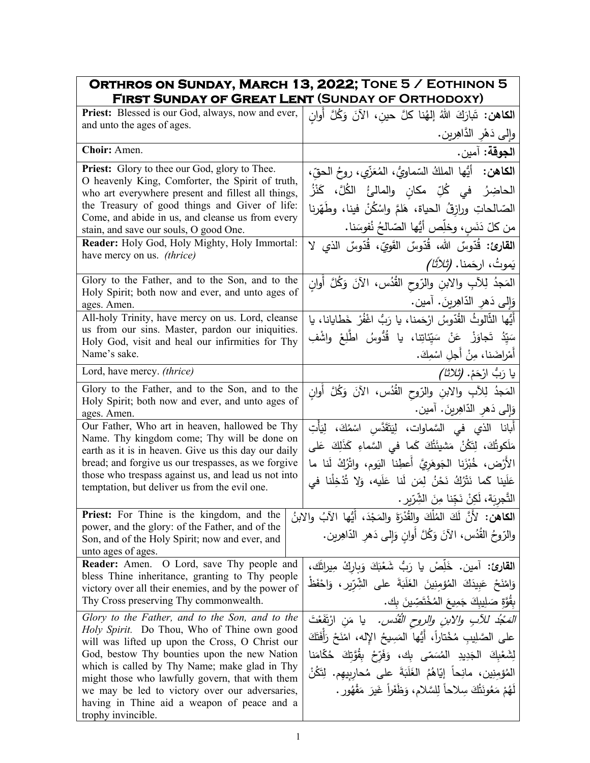| **Orthros on Sunday, March 13, 2022; Tone 5 / Eothinon 5**<br>**First Sunday of Great Lent (Sunday of Orthodoxy)** | |
|---|---|
| **Priest:** Blessed is our God, always, now and ever, and unto the ages of ages. | **الكاهن:** تَبارَكَ اللهُ إلهُنا كلَّ حينٍ، الآنَ وَكُلَّ أوانٍ وإلى دَهْرِ الدَّاهِرين. |
| **Choir:** Amen. | **الجوقة:** آمين. |
| **Priest:** Glory to thee our God, glory to Thee. O heavenly King, Comforter, the Spirit of truth, who art everywhere present and fillest all things, the Treasury of good things and Giver of life: Come, and abide in us, and cleanse us from every stain, and save our souls, O good One. | **الكاهن:** أيُّها الملكُ السّماويُّ، المُعَزّي، روحُ الحقّ، الحاضِرُ في كُلِّ مكانٍ والمالئُ الكُلَّ، كَنْزُ الصّالحاتِ ورازِقُ الحياة، هَلَمَّ واسْكُنْ فينا، وطَهِّرنا من كلّ دَنَسٍ، وخلِّص أيُّها الصّالحُ نُفوسَنا. |
| **Reader:** Holy God, Holy Mighty, Holy Immortal: have mercy on us. *(thrice)* | **القارئ:** قُدّوسٌ الله، قُدّوسٌ القَوِيّ، قُدّوسٌ الذي لا يَموتُ، ارحَمنا. *(ثلاثاً)* |
| Glory to the Father, and to the Son, and to the Holy Spirit; both now and ever, and unto ages of ages. Amen. | المَجدُ لِلآبِ والابنِ والرّوحِ القُدُس، الآنَ وَكُلَّ أوانٍ وَإلى دَهرِ الدّاهِرينَ. آمين. |
| All-holy Trinity, have mercy on us. Lord, cleanse us from our sins. Master, pardon our iniquities. Holy God, visit and heal our infirmities for Thy Name's sake. | أيُّها الثّالوثُ القُدّوسُ ارْحَمنا، يا رَبُّ اغْفُرْ خَطايانا، يا سَيِّدُ تَجاوَزْ عَنْ سَيِّئاتِنا، يا قُدُّوسُ اطَّلِعْ واشْفِ أَمْراضَنا، مِنْ أَجلِ اسْمِكَ. |
| Lord, have mercy. *(thrice)* | يا رَبُّ ارْحَمْ. *(ثلاثاً)* |
| Glory to the Father, and to the Son, and to the Holy Spirit; both now and ever, and unto ages of ages. Amen. | المَجدُ لِلآبِ والابنِ والرّوحِ القُدُس، الآنَ وَكُلَّ أَوانٍ وَإلى دَهرِ الدّاهِرينَ. آمين. |
| Our Father, Who art in heaven, hallowed be Thy Name. Thy kingdom come; Thy will be done on earth as it is in heaven. Give us this day our daily bread; and forgive us our trespasses, as we forgive those who trespass against us, and lead us not into temptation, but deliver us from the evil one. | أَبانا الذي في السَّماوات، لِيَتَقَدَّسِ اسْمُكَ، لِيَأْتِ مَلَكوتُكَ، لِتَكُنْ مَشيئَتُكَ كَما في السَّماءِ كَذَلِكَ عَلى الأَرْض، خُبْزَنا الجَوهَرِيَّ أَعطِنا اليَوم، واتْرُكْ لَنا ما عَلَينا كَما نَتْرُكُ نَحْنُ لِمَن لَنا عَلَيه، وَلا تُدْخِلْنا في التَّجرِبَة، لَكِنْ نَجِّنا مِنَ الشِّرّير. |
| **Priest:** For Thine is the kingdom, and the power, and the glory: of the Father, and of the Son, and of the Holy Spirit; now and ever, and unto ages of ages. | **الكاهن:** لأَنَّ لَكَ المُلْكَ والقُدْرَةَ والمَجْدَ، أَيُّها الآبُ والابنُ والرّوحُ القُدُس، الآنَ وَكُلَّ أوانٍ وَإلى دَهرِ الدّاهِرين. |
| **Reader:** Amen. O Lord, save Thy people and bless Thine inheritance, granting to Thy people victory over all their enemies, and by the power of Thy Cross preserving Thy commonwealth. | **القارئ:** آمين. خَلِّصْ يا رَبُّ شَعْبَكَ وَبارِكْ مِيراثَك، وَامْنَحْ عَبِيدَكَ المُؤمِنِينَ الغَلَبَةَ على الشِّرّير، وَاحْفَظْ بِقُوَّةِ صَلِيبِكَ جَمِيعَ المُخْتَصِّينَ بِك. |
| *Glory to the Father, and to the Son, and to the Holy Spirit.* Do Thou, Who of Thine own good will was lifted up upon the Cross, O Christ our God, bestow Thy bounties upon the new Nation which is called by Thy Name; make glad in Thy might those who lawfully govern, that with them we may be led to victory over our adversaries, having in Thine aid a weapon of peace and a trophy invincible. | *المَجْدُ للآبِ والابنِ والروحِ القُدُس.* يا مَن ارْتَفَعْتَ على الصَّلِيبِ مُخْتاراً، أَيُّها المَسِيحُ الإله، امْنَحْ رَأْفَتَكَ لِشَعْبِكَ الجَدِيدِ المُسَمّى بِك، وَفَرِّحْ بِقُوَّتِكَ حُكّامَنا المُؤمِنِين، مانِحاً إيّاهُمُ الغَلَبَةَ على مُحارِبِيهِم. لِتَكُنْ لَهُمْ مَعُونَتُكَ سِلاحاً لِلسَّلام، وَظَفَراً غَيرَ مَقْهُور. |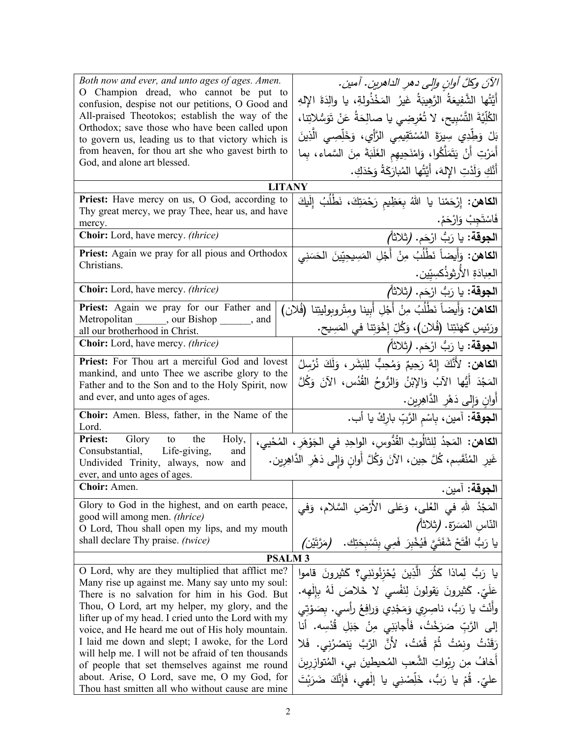| English | Arabic |
|---|---|
| *Both now and ever, and unto ages of ages. Amen.* O Champion dread, who cannot be put to confusion, despise not our petitions, O Good and All-praised Theotokos; establish the way of the Orthodox; save those who have been called upon to govern us, leading us to that victory which is from heaven, for thou art she who gavest birth to God, and alone art blessed. | *الآنَ وكلَّ أوانٍ وإلى دهرِ الداهرين. آمين.* أَيَّتُها الشَّفِيعَةُ الرَّهِيبَةُ غَيرُ المَخْذُولةِ، يا والِدَةَ الإِلهِ الكُلِّيَّةَ التَّسْبِيح، لا تُعْرِضِي يا صالِحَةُ عَنْ تَوَسُّلاتِنا، بَلْ وَطِّدِي سِيرَةَ المُسْتَقِيمِي الرَّأْيِ، وَخَلِّصِي الَّذِينَ أَمَرْتِ أَنْ يَتَمَلَّكُوا، وَامْنَحِيهِم الغَلَبَةَ مِنَ السَّماء، بِما أَنَّكِ وَلَدْتِ الإِلهَ، أَيَّتُها المُبارَكَةُ وَحْدَكِ. |

## LITANY

| English | Arabic |
|---|---|
| **Priest:** Have mercy on us, O God, according to Thy great mercy, we pray Thee, hear us, and have mercy. | **الكاهن:** إِرْحَمْنا يا اللهُ بِعَظِيمِ رَحْمَتِكَ، نَطْلُبُ إِلَيْكَ فَاسْتَجِبْ وَارْحَمْ. |
| **Choir:** Lord, have mercy. *(thrice)* | **الجوقة:** يا رَبُّ ارْحَم. *(ثلاثاً)* |
| **Priest:** Again we pray for all pious and Orthodox Christians. | **الكاهن:** وَأَيضاً نَطْلُبُ مِنْ أَجْلِ المَسِيحِيِّينَ الحَسَنِي العِبادَةِ الأُرثوذُكسِيِّين. |
| **Choir:** Lord, have mercy. *(thrice)* | **الجوقة:** يا رَبُّ ارْحَم. *(ثلاثاً)* |
| **Priest:** Again we pray for our Father and Metropolitan ______, our Bishop ______, and all our brotherhood in Christ. | **الكاهن:** وَأَيضاً نَطْلُبُ مِنْ أَجْلِ أَبِينا ومِتْروبوليتِنا (فُلان) ورَئِيسِ كَهَنَتِنا (فُلان)، وَكُلِّ إِخْوَتِنا في المَسِيح. |
| **Choir:** Lord, have mercy. *(thrice)* | **الجوقة:** يا رَبُّ ارْحَم. *(ثلاثاً)* |
| **Priest:** For Thou art a merciful God and lovest mankind, and unto Thee we ascribe glory to the Father and to the Son and to the Holy Spirit, now and ever, and unto ages of ages. | **الكاهن:** لأَنَّكَ إِلهٌ رَحِيمٌ وَمُحِبٌّ لِلبَشَر، وَلَكَ نُرْسِلُ المَجْدَ أَيُّها الآبُ وَالإِبْنُ وَالرُّوحُ القُدُس، الآنَ وَكُلَّ أَوانٍ وَإِلى دَهْرِ الدَّاهِرِين. |
| **Choir:** Amen. Bless, father, in the Name of the Lord. | **الجوقة:** آمين، بِاسْمِ الرَّبِّ بارِكْ يا أب. |
| **Priest:** Glory to the Holy, Consubstantial, Life-giving, and Undivided Trinity, always, now and ever, and unto ages of ages. | **الكاهن:** المَجدُ لِلثالُوثِ القُدُّوسِ، الواحِدِ في الجَوْهَرِ، المُحْيي، غَيرِ المُنْقَسِمِ، كُلَّ حِين، الآنَ وَكُلَّ أَوانٍ وَإِلى دَهْرِ الدَّاهِرِين. |
| **Choir:** Amen. | **الجوقة:** آمين. |
| Glory to God in the highest, and on earth peace, good will among men. *(thrice)* O Lord, Thou shall open my lips, and my mouth shall declare Thy praise. *(twice)* | المَجْدُ للهِ في العُلى، وَعَلى الأَرْضِ السَّلام، وَفي النّاسِ المَسَرَّة. *(ثلاثاً)* يا رَبُّ افْتَحْ شَفَتَيَّ فَيُخْبِرَ فَمِي بِتَسْبِحَتِك. *(مَرَّتَيْن)* |

## PSALM 3

| English | Arabic |
|---|---|
| O Lord, why are they multiplied that afflict me? Many rise up against me. Many say unto my soul: There is no salvation for him in his God. But Thou, O Lord, art my helper, my glory, and the lifter up of my head. I cried unto the Lord with my voice, and He heard me out of His holy mountain. I laid me down and slept; I awoke, for the Lord will help me. I will not be afraid of ten thousands of people that set themselves against me round about. Arise, O Lord, save me, O my God, for Thou hast smitten all who without cause are mine | يا رَبُّ لِماذا كَثُرَ الَّذِينَ يُحْزِنُونَنِي؟ كَثيرونَ قاموا عَلَيّ. كَثيرونَ يَقولونَ لِنَفْسي لا خَلاصَ لَهُ بِإِلٰهِه. وأَنْتَ يا رَبُّ، ناصِرِي وَمَجْدِي وَرافِعُ رأسي. بِصَوْتِي إلى الرَّبِّ صَرَخْتُ، فَأَجابَنِي مِنْ جَبَلِ قُدْسِه. أنا رَقَدْتُ ونِمْتُ ثُمَّ قُمْتُ، لأَنَّ الرَّبَّ يَنْصُرُني. فَلا أَخافُ مِن رِبْواتِ الشَّعبِ المُحيطينَ بي، المُتوازِرِينَ عليّ. قُمْ يا رَبُّ، خَلِّصْني يا إِلٰهي، فَإِنَّكَ ضَرَبْتَ |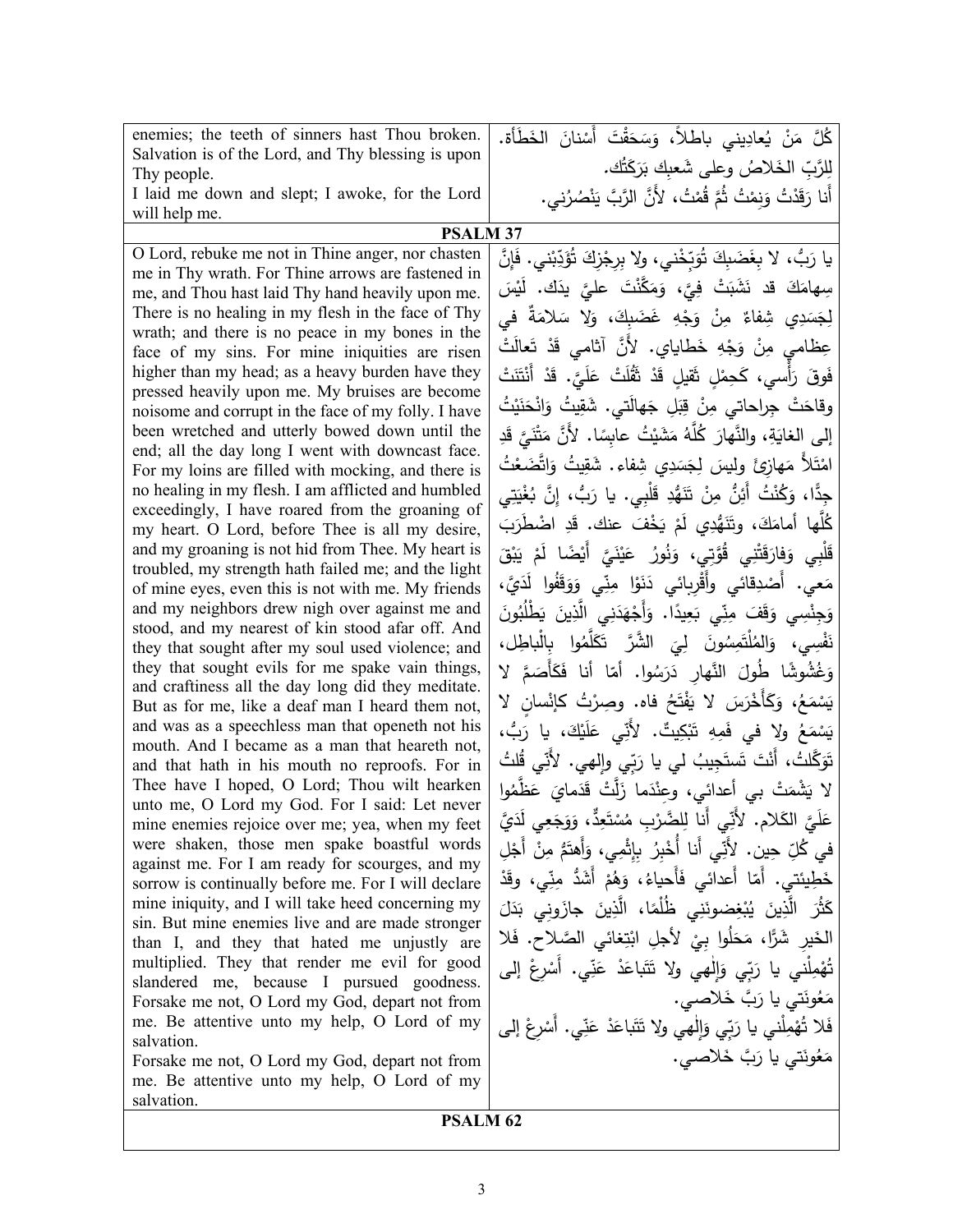| | |
|---|---|
| enemies; the teeth of sinners hast Thou broken. Salvation is of the Lord, and Thy blessing is upon Thy people.<br>I laid me down and slept; I awoke, for the Lord will help me. | كُلَّ مَنْ يُعادِيني باطلاً، وَسَحَقْتَ أَسْنانَ الخَطَأَة. لِلرَّبِّ الخَلاصُ وعلى شَعبِك بَرَكَتُك.<br>أَنا رَقَدْتُ وَنِمْتُ ثُمَّ قُمْتُ، لأَنَّ الرَّبَّ يَنْصُرُني. |

**PSALM 37**

| | |
|---|---|
| O Lord, rebuke me not in Thine anger, nor chasten me in Thy wrath. For Thine arrows are fastened in me, and Thou hast laid Thy hand heavily upon me. There is no healing in my flesh in the face of Thy wrath; and there is no peace in my bones in the face of my sins. For mine iniquities are risen higher than my head; as a heavy burden have they pressed heavily upon me. My bruises are become noisome and corrupt in the face of my folly. I have been wretched and utterly bowed down until the end; all the day long I went with downcast face. For my loins are filled with mocking, and there is no healing in my flesh. I am afflicted and humbled exceedingly, I have roared from the groaning of my heart. O Lord, before Thee is all my desire, and my groaning is not hid from Thee. My heart is troubled, my strength hath failed me; and the light of mine eyes, even this is not with me. My friends and my neighbors drew nigh over against me and stood, and my nearest of kin stood afar off. And they that sought after my soul used violence; and they that sought evils for me spake vain things, and craftiness all the day long did they meditate. But as for me, like a deaf man I heard them not, and was as a speechless man that openeth not his mouth. And I became as a man that heareth not, and that hath in his mouth no reproofs. For in Thee have I hoped, O Lord; Thou wilt hearken unto me, O Lord my God. For I said: Let never mine enemies rejoice over me; yea, when my feet were shaken, those men spake boastful words against me. For I am ready for scourges, and my sorrow is continually before me. For I will declare mine iniquity, and I will take heed concerning my sin. But mine enemies live and are made stronger than I, and they that hated me unjustly are multiplied. They that render me evil for good slandered me, because I pursued goodness. Forsake me not, O Lord my God, depart not from me. Be attentive unto my help, O Lord of my salvation.<br>Forsake me not, O Lord my God, depart not from me. Be attentive unto my help, O Lord of my salvation. | يا رَبُّ، لا بِغَضَبِكَ تُوَبِّخْني، ولا بِرِجْزِكَ تُؤَدِّبْني. فَإِنَّ سِهامَكَ قد نَشَبَتْ فِيَّ، وَمَكَّنْتَ عليَّ يدَك. لَيْسَ لِجَسَدِي شِفاءٌ مِنْ وَجْهِ غَضَبِكَ، وَلا سَلامَةٌ في عِظامي مِنْ وَجْهِ خَطاياي. لأَنَّ آثامي قَدْ تَعالَتْ فَوقَ رَأْسي، كَحِمْلٍ ثَقيلٍ قَدْ ثَقُلَتْ عَلَيَّ. قَدْ أَنْتَنَتْ وقاحَتْ جِراحاتي مِنْ قِبَلِ جَهالَتي. شَقِيتُ وَانْحَنَيْتُ إِلى الغايَةِ، والنَّهارَ كُلَّهُ مَشَيْتُ عابِسًا. لأَنَّ مَتْنَيَّ قَدِ امْتَلأَ مَهازِئَ وليسَ لِجَسَدِي شِفاء. شَقِيتُ وَاتَّضَعْتُ جِدًّا، وَكُنْتُ أَئِنُّ مِنْ تَنَهُّدِ قَلْبِي. يا رَبُّ، إِنَّ بُغْيَتِي كُلَّها أمامَكَ، وتَنَهُّدِي لَمْ يَخْفَ عنك. قَدِ اضْطَرَبَ قَلْبِي وَفارَقَتْنِي قُوَّتِي، وَنُورُ عَيْنَيَّ أَيْضًا لَمْ يَبْقَ مَعي. أَصْدِقائي وَأَقْرِبائي دَنَوْا مِنِّي وَوَقَفُوا لَدَيَّ، وَجِنْسِي وَقَفَ مِنِّي بَعِيدًا. وَأَجْهَدَنِي الَّذِينَ يَطْلُبُونَ نَفْسِي، وَالمُلْتَمِسُونَ لِيَ الشَّرَّ تَكَلَّمُوا بِالْباطِلِ، وَغُشُوشًا طُولَ النَّهارِ دَرَسُوا. أمّا أنا فَكَأَصَمَّ لا يَسْمَعُ، وَكَأَخْرَسَ لا يَفْتَحُ فاه. وصِرْتُ كإِنْسانٍ لا يَسْمَعُ ولا في فَمِهِ تَبْكِيتٌ. لأَنِّي عَلَيْكَ، يا رَبُّ، تَوَكَّلْتُ، أَنْتَ تَستَجِيبُ لي يا رَبِّي وإِلهي. لأَنِّي قُلتُ لا يَشْمَتْ بي أعدائي، وعِنْدَما زَلَّتْ قَدَمايَ عَظَّمُوا عَلَيَّ الكَلام. لأَنِّي أَنا لِلضَّرْبِ مُسْتَعِدٌّ، وَوَجَعِي لَدَيَّ في كُلِّ حِين. لأَنِّي أَنا أُخْبِرُ بِإِثْمِي، وَأَهتَمُّ مِنْ أَجْلِ خَطِيئَتي. أَمّا أَعدائي فَأَحياءُ، وَهُمْ أَشَدُّ مِنِّي، وقَدْ كَثُرَ الَّذِينَ يُبْغِضونَنِي ظُلْمًا، الَّذِينَ جازَوني بَدَلَ الخَيرِ شَرًّا، مَحَلُوا بِيْ لأجلِ ابْتِغائي الصَّلاح. فَلا تُهْمِلْني يا رَبِّي وَإِلهي ولا تَتَباعَدْ عَنِّي. أَسْرِعْ إِلى مَعُونَتي يا رَبَّ خَلاصي.<br>فَلا تُهْمِلْني يا رَبِّي وَإِلهي ولا تَتَباعَدْ عَنِّي. أَسْرِعْ إِلى مَعُونَتي يا رَبَّ خَلاصي. |

**PSALM 62**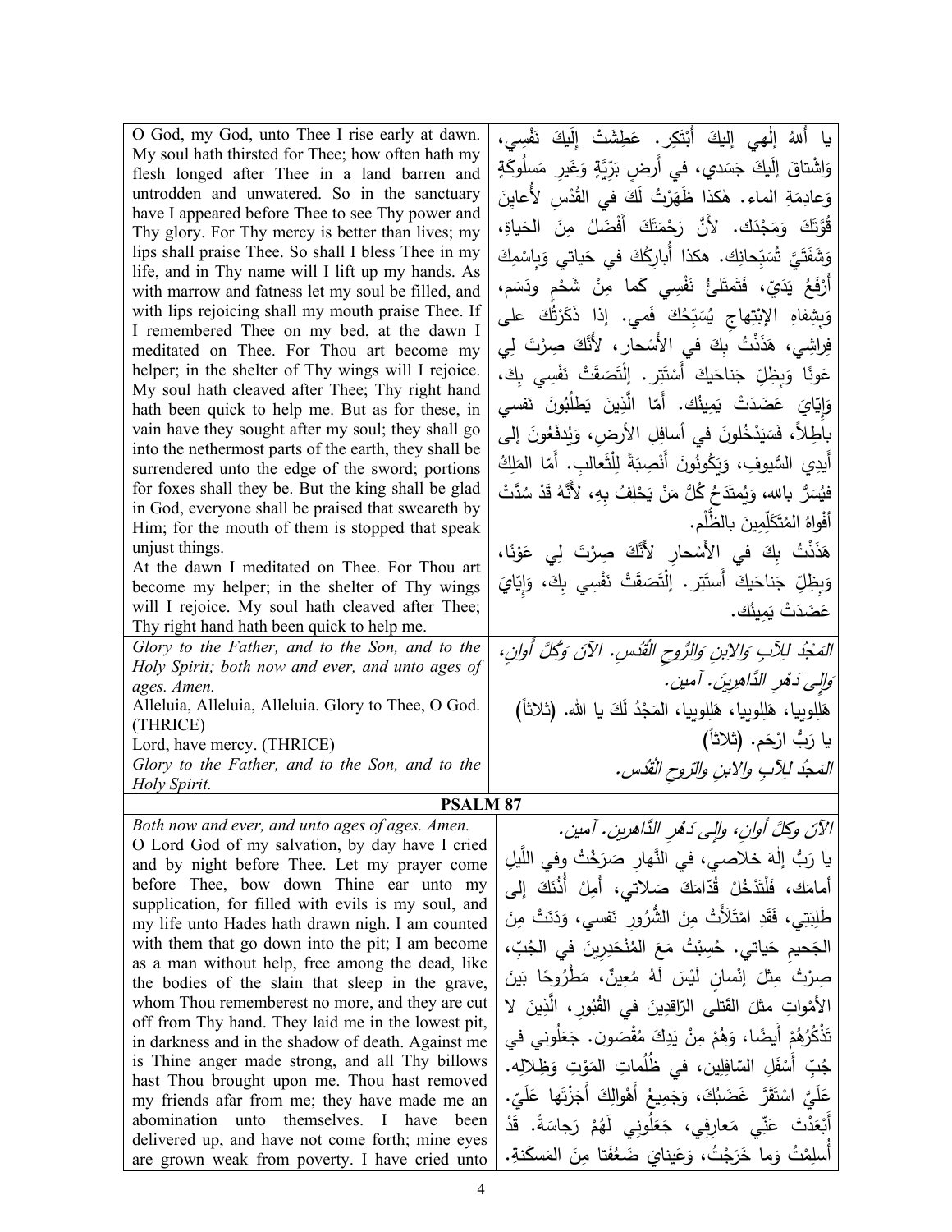| | |
|---|---|
| O God, my God, unto Thee I rise early at dawn. My soul hath thirsted for Thee; how often hath my flesh longed after Thee in a land barren and untrodden and unwatered. So in the sanctuary have I appeared before Thee to see Thy power and Thy glory. For Thy mercy is better than lives; my lips shall praise Thee. So shall I bless Thee in my life, and in Thy name will I lift up my hands. As with marrow and fatness let my soul be filled, and with lips rejoicing shall my mouth praise Thee. If I remembered Thee on my bed, at the dawn I meditated on Thee. For Thou art become my helper; in the shelter of Thy wings will I rejoice. My soul hath cleaved after Thee; Thy right hand hath been quick to help me. But as for these, in vain have they sought after my soul; they shall go into the nethermost parts of the earth, they shall be surrendered unto the edge of the sword; portions for foxes shall they be. But the king shall be glad in God, everyone shall be praised that sweareth by Him; for the mouth of them is stopped that speak unjust things.<br>At the dawn I meditated on Thee. For Thou art become my helper; in the shelter of Thy wings will I rejoice. My soul hath cleaved after Thee; Thy right hand hath been quick to help me. | يا أَللهُ إلٰهي إليكَ أَبْتَكِر. عَطِشَتْ إِلَيكَ نَفْسِي، وَاشْتاقَ إِلَيكَ جَسَدي، في أَرضٍ بَرِّيَّةٍ وَغَيرِ مَسلُوكَةٍ وَعادِمَةِ الماء. هٰكذا ظَهَرْتُ لَكَ في القُدْسِ لأُعايِنَ قُوَّتَكَ وَمَجْدَك. لأَنَّ رَحْمَتَكَ أَفْضَلُ مِنَ الحَياةِ، وَشَفَتَيَّ تُسَبِّحانِك. هٰكذا أُبارِكُكَ في حَياتي وَبِاسْمِكَ أَرْفَعُ يَدَيّ، فَتَمتَلئُ نَفْسِي كَما مِنْ شَحْمٍ ودَسَم، وَبِشِفاهِ الإبْتِهاجِ يُسَبِّحُكَ فَمي. إذا ذَكَرْتُكَ على فِراشِي، هَذَذْتُ بِكَ في الأَسْحار، لأَنَّكَ صِرْتَ لِي عَونًا وَبِظِلِّ جَناحَيكَ أَسْتَتِر. إِلْتَصَقَتْ نَفْسِي بِكَ، وَإِيّايَ عَضَدَتْ يَمِينُك. أَمّا الَّذينَ يَطلُبُونَ نَفسي باطِلاً، فَسَيَدْخُلونَ في أسافِلِ الأرضِ، وَيُدفَعُونَ إلى أَيدِي السُّيوفِ، وَيَكُونُونَ أَنْصِبَةً لِلْثَّعالبِ. أَمّا المَلِكُ فيُسَرُّ بالله، وَيُمتَدَحُ كُلُّ مَنْ يَحْلِفُ بِهِ، لأَنَّهُ قَدْ سُدَّتْ أَفْواهُ المُتَكَلِّمِينَ بالظُّلْم.<br>هَذَذْتُ بِكَ في الأَسْحارِ لأَنَّكَ صِرتَ لي عَوْنًا، وَبِظِلِّ جَناحَيكَ أَستَتِر. إِلْتَصَقَتْ نَفْسِي بِكَ، وَإِيّايَ عَضَدَتْ يَمِينُك. |
| *Glory to the Father, and to the Son, and to the Holy Spirit; both now and ever, and unto ages of ages. Amen.*<br>Alleluia, Alleluia, Alleluia. Glory to Thee, O God. (THRICE)<br>Lord, have mercy. (THRICE)<br>*Glory to the Father, and to the Son, and to the Holy Spirit.* | *المَجْدُ لِلآبِ وَالابْنِ وَالرُّوحِ القُدُس. الآنَ وَكُلَّ أَوانٍ، وَإِلى دَهْرِ الدَّاهِرِين. آمين.*<br>هَلِلوييا، هَلِلوييا، هَلِلوييا، المَجْدُ لَكَ يا الله. (ثلاثاً)<br>يا رَبُّ ارْحَم. (ثلاثاً)<br>*المَجدُ لِلآبِ والابنِ والرّوحِ القُدُس.* |

**PSALM 87**

| | |
|---|---|
| *Both now and ever, and unto ages of ages. Amen.*<br>O Lord God of my salvation, by day have I cried and by night before Thee. Let my prayer come before Thee, bow down Thine ear unto my supplication, for filled with evils is my soul, and my life unto Hades hath drawn nigh. I am counted with them that go down into the pit; I am become as a man without help, free among the dead, like the bodies of the slain that sleep in the grave, whom Thou rememberest no more, and they are cut off from Thy hand. They laid me in the lowest pit, in darkness and in the shadow of death. Against me is Thine anger made strong, and all Thy billows hast Thou brought upon me. Thou hast removed my friends afar from me; they have made me an abomination unto themselves. I have been delivered up, and have not come forth; mine eyes are grown weak from poverty. I have cried unto | *الآنَ وكلَّ أوانٍ، وإلى دَهْرِ الدَّاهرين. آمين.*<br>يا رَبُّ إلٰهَ خلاصي، في النَّهارِ صَرَخْتُ وفي اللَّيلِ أمامَك، فَلْتَدْخُلْ قُدّامَكَ صَلاتي، أَمِلْ أُذُنَكَ إلى طَلِبَتِي، فَقَدِ امْتَلأَتْ مِنَ الشُّرُورِ نَفسي، وَدَنَتْ مِنَ الجَحيمِ حَياتي. حُسِبْتُ مَعَ المُنْحَدِرِينَ في الجُبِّ، صِرْتُ مِثلَ إنْسانٍ لَيْسَ لَهُ مُعِينٌ، مَطْرُوحًا بَيْنَ الأَمْواتِ مثلَ القَتلى الرّاقِدِينَ في القُبُورِ، الَّذِينَ لا تَذْكُرُهُمْ أَيضًا، وَهُمْ مِنْ يَدِكَ مُقْصَون. جَعَلُوني في جُبِّ أَسْفَلِ السّافِلِين، في ظُلُماتِ المَوْتِ وَظِلالِه. عَلَيَّ اسْتَقَرَّ غَضَبُكَ، وَجَمِيعُ أَهْوالِكَ أَجَزْتَها عَلَيّ. أَبْعَدْتَ عَنِّي مَعارِفِي، جَعَلُوني لَهُمْ رَجاسَةً. قَدْ أُسلِمْتُ وَما خَرَجْتُ، وَعَيناي ضَعُفَتا مِنَ المَسكَنةِ. |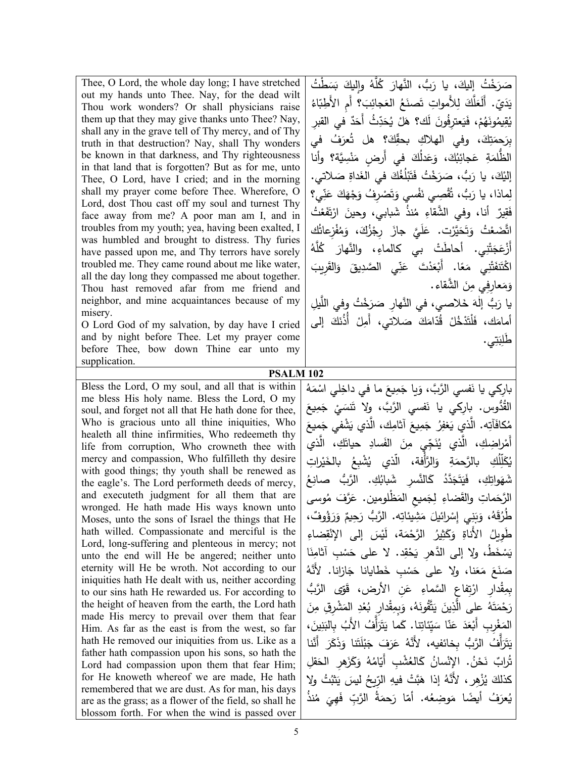| Thee, O Lord, the whole day long; I have stretched out my hands unto Thee. Nay, for the dead wilt Thou work wonders? Or shall physicians raise them up that they may give thanks unto Thee? Nay, shall any in the grave tell of Thy mercy, and of Thy truth in that destruction? Nay, shall Thy wonders be known in that darkness, and Thy righteousness in that land that is forgotten? But as for me, unto Thee, O Lord, have I cried; and in the morning shall my prayer come before Thee. Wherefore, O Lord, dost Thou cast off my soul and turnest Thy face away from me? A poor man am I, and in troubles from my youth; yea, having been exalted, I was humbled and brought to distress. Thy furies have passed upon me, and Thy terrors have sorely troubled me. They came round about me like water, all the day long they compassed me about together. Thou hast removed afar from me friend and neighbor, and mine acquaintances because of my misery.<br>O Lord God of my salvation, by day have I cried and by night before Thee. Let my prayer come before Thee, bow down Thine ear unto my supplication. | صَرَخْتُ إليكَ، يا رَبُّ، النَّهارَ كُلَّهُ وإليكَ بَسَطْتُ يَدَيّ. أَلَعَلَّكَ لِلأَمواتِ تَصنَعُ العَجائِبَ؟ أَمِ الأَطِبّاءُ يُقِيمُونَهُمْ، فَيَعترِفُونَ لَك؟ هَلْ يُحَدِّثُ أَحَدٌ في القبرِ بِرَحمَتِكَ، وفي الهلاكِ بحقِّكَ؟ هل تُعرَفُ في الظُّلمَةِ عَجائِبُكَ، وَعَدلُكَ في أَرضٍ مَنْسِيَّة؟ وأنا إليْكَ، يا رَبُّ، صَرَخْتُ فَتَبْلُغُكَ في الغَداةِ صَلاتي. لِماذا، يا رَبُّ، تُقْصِي نَفْسي وَتَصْرِفُ وَجْهَكَ عَنّي؟ فَقِيرٌ أنا، وفي الشَّقاءِ مُنذُ شَبابي، وحينَ ارْتَفَعْتُ اتَّضَعْتُ وَتَحَيَّرْت. عَلَيَّ جازَ رِجْزُكَ، وَمُفْزِعاتُك أَزْعَجَتْني. أحاطَتْ بي كالماءِ، والنَّهارَ كُلَّهُ اكْتَنَفَتْني مَعًا. أَبْعَدْتَ عَنّي الصَّدِيقَ وَالقَرِيبَ وَمَعارِفِي مِنَ الشَّقاء.<br>يا رَبُّ إلهَ خَلاصي، في النَّهارِ صَرَخْتُ وفي اللَّيلِ أمامَك، فَلْتَدْخُلْ قُدّامَكَ صَلاتي، أَمِلْ أُذُنَكَ إلى طَلِبَتِي. |
| **PSALM 102** | |
| Bless the Lord, O my soul, and all that is within me bless His holy name. Bless the Lord, O my soul, and forget not all that He hath done for thee, Who is gracious unto all thine iniquities, Who healeth all thine infirmities, Who redeemeth thy life from corruption, Who crowneth thee with mercy and compassion, Who fulfilleth thy desire with good things; thy youth shall be renewed as the eagle's. The Lord performeth deeds of mercy, and executeth judgment for all them that are wronged. He hath made His ways known unto Moses, unto the sons of Israel the things that He hath willed. Compassionate and merciful is the Lord, long-suffering and plenteous in mercy; not unto the end will He be angered; neither unto eternity will He be wroth. Not according to our iniquities hath He dealt with us, neither according to our sins hath He rewarded us. For according to the height of heaven from the earth, the Lord hath made His mercy to prevail over them that fear Him. As far as the east is from the west, so far hath He removed our iniquities from us. Like as a father hath compassion upon his sons, so hath the Lord had compassion upon them that fear Him; for He knoweth whereof we are made, He hath remembered that we are dust. As for man, his days are as the grass; as a flower of the field, so shall he blossom forth. For when the wind is passed over | بارِكِي يا نَفسي الرَّبَّ، وَيا جَمِيعَ ما في داخِلي اسْمَهُ القُدُّوس. بارِكِي يا نَفسي الرَّبَّ، ولا تَنسَيْ جَمِيعَ مُكافَآتِه. الَّذي يَغفِرُ جَمِيعَ آثامِك، الَّذي يَشْفي جَمِيعَ أَمْراضِكِ، الَّذي يُنَجِّي مِنَ الفَسادِ حياتَكِ، الَّذي يُكَلِّلُكِ بالرَّحمَةِ وَالرَّأْفة، الَّذي يُشْبِعُ بالخَيْراتِ شَهَواتِكِ، فَيَتَجَدَّدُ كالنَّسرِ شَبابُكِ. الرَّبُّ صانِعُ الرَّحَماتِ والقَضاءِ لِجَميعِ المَظْلومين. عَرَّفَ مُوسى طُرُقَهُ، وَبَنِي إِسْرائيلَ مَشِيئاتِه. الرَّبُّ رَحِيمٌ وَرَؤُوفٌ، طَوِيلُ الأَناةِ وَكَثِيرُ الرَّحْمَة، لَيْسَ إلى الإنْقِضاءِ يَسْخَطُ، ولا إلى الدَّهرِ يَحْقِد. لا على حَسْبِ آثامِنا صَنَعَ مَعَنا، ولا على حَسْبِ خَطايانا جَازانا. لأَنَّهُ بِمِقْدارِ ارْتِفاعِ السَّماءِ عَنِ الأرض، قَوّى الرَّبُّ رَحْمَتَهُ على الَّذِينَ يَتَّقُونَهُ، وَبِمِقْدارِ بُعْدِ المَشْرِقِ مِنَ المَغْرِبِ أَبْعَدَ عَنّا سَيِّئاتِنا. كَما يَتَرَأَّفُ الأَبُ بِالبَنِينَ، يَتَرَأَّفُ الرَّبُّ بِخائفيه، لأَنَّهُ عَرَفَ جَبْلَتَنا وَذَكَرَ أَنَّنا تُرابٌ نَحْنُ. الإنسانُ كَالعُشْبِ أَيّامُهُ وَكَزَهرِ الحَقلِ كذلكَ يُزْهِر، لأَنَّهُ إذا هَبَّتْ فيهِ الرِّيحُ ليسَ يَثْبُتُ ولا يُعرَفُ أيضًا مَوضِعُه. أمّا رَحمَةُ الرَّبِّ فَهِيَ مُنذُ |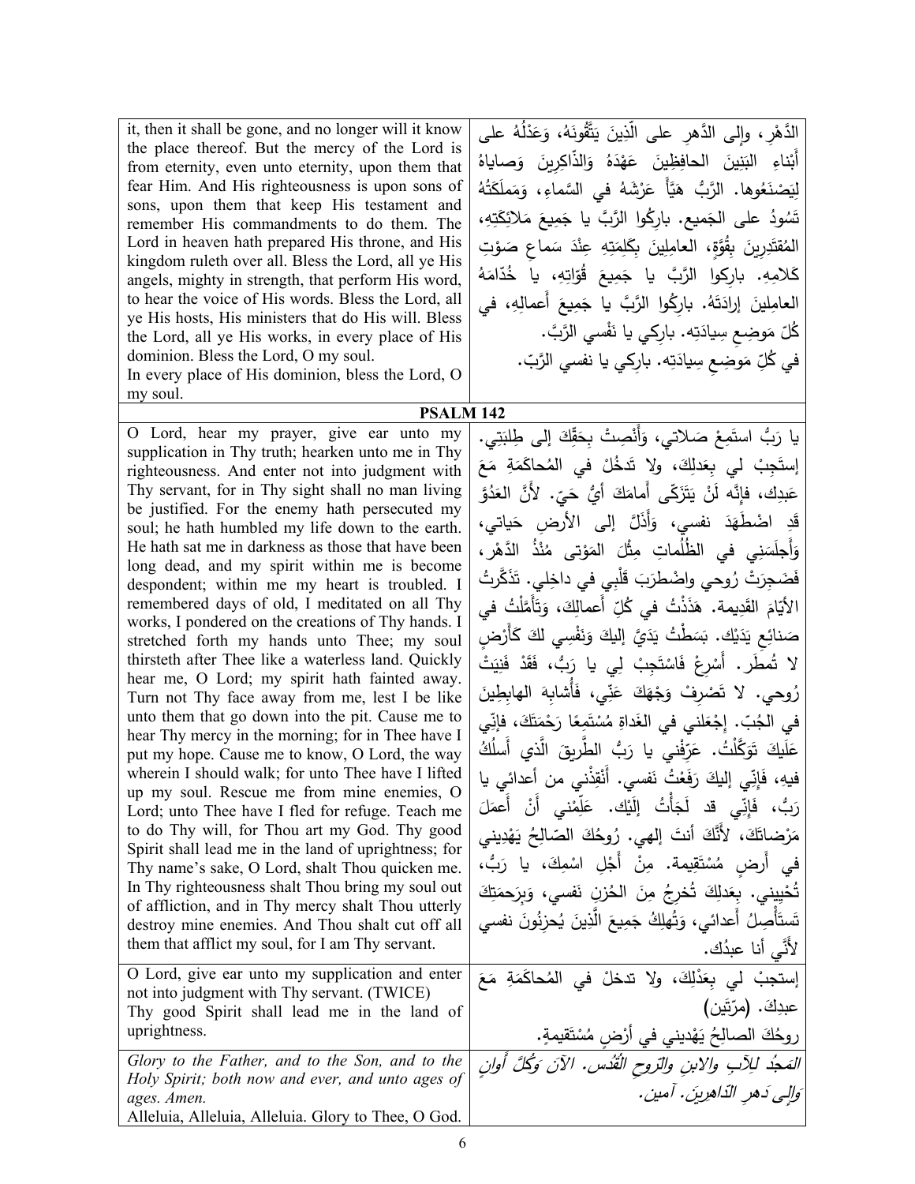| | |
|---|---|
| it, then it shall be gone, and no longer will it know the place thereof. But the mercy of the Lord is from eternity, even unto eternity, upon them that fear Him. And His righteousness is upon sons of sons, upon them that keep His testament and remember His commandments to do them. The Lord in heaven hath prepared His throne, and His kingdom ruleth over all. Bless the Lord, all ye His angels, mighty in strength, that perform His word, to hear the voice of His words. Bless the Lord, all ye His hosts, His ministers that do His will. Bless the Lord, all ye His works, in every place of His dominion. Bless the Lord, O my soul.<br>In every place of His dominion, bless the Lord, O my soul. | الدَّهْرِ، وإلى الدَّهرِ على الّذِينَ يَتَّقُونَهُ، وَعَدْلُهُ على أَبْناءِ البَنِينَ الحافِظِينَ عَهْدَهُ وَالذّاكِرِينَ وَصاياهُ لِيَصْنَعُوها. الرَّبُّ هَيَّأَ عَرْشَهُ في السَّماءِ، وَمَملَكَتُهُ تَسُودُ على الجَميع. بارِكُوا الرَّبَّ يا جَمِيعَ مَلائِكَتِهِ، المُقتَدِرِينَ بِقُوَّةٍ، العامِلِينَ بِكَلِمَتِهِ عِنْدَ سَماعِ صَوْتِ كَلامِهِ. بارِكوا الرَّبَّ يا جَمِيعَ قُوّاتِهِ، يا خُدّامَهُ العامِلِينَ إرادَتَهُ. بارِكُوا الرَّبَّ يا جَمِيعَ أَعمالِهِ، في كُلِّ مَوضِعِ سِيادَتِه. بارِكي يا نَفْسي الرَّبَّ.<br>في كُلِّ مَوضِعِ سِيادَتِه. بارِكي يا نفسي الرَّبّ. |
| **PSALM 142** | |
| O Lord, hear my prayer, give ear unto my supplication in Thy truth; hearken unto me in Thy righteousness. And enter not into judgment with Thy servant, for in Thy sight shall no man living be justified. For the enemy hath persecuted my soul; he hath humbled my life down to the earth. He hath sat me in darkness as those that have been long dead, and my spirit within me is become despondent; within me my heart is troubled. I remembered days of old, I meditated on all Thy works, I pondered on the creations of Thy hands. I stretched forth my hands unto Thee; my soul thirsteth after Thee like a waterless land. Quickly hear me, O Lord; my spirit hath fainted away. Turn not Thy face away from me, lest I be like unto them that go down into the pit. Cause me to hear Thy mercy in the morning; for in Thee have I put my hope. Cause me to know, O Lord, the way wherein I should walk; for unto Thee have I lifted up my soul. Rescue me from mine enemies, O Lord; unto Thee have I fled for refuge. Teach me to do Thy will, for Thou art my God. Thy good Spirit shall lead me in the land of uprightness; for Thy name's sake, O Lord, shalt Thou quicken me. In Thy righteousness shalt Thou bring my soul out of affliction, and in Thy mercy shalt Thou utterly destroy mine enemies. And Thou shalt cut off all them that afflict my soul, for I am Thy servant. | يا رَبُّ استَمِعْ صَلاتي، وَأَنْصِتْ بِحَقِّكَ إلى طِلبَتِي. إستَجِبْ لي بِعَدلِكَ، ولا تَدخُلْ في المُحاكَمَةِ مَعَ عَبدِك، فإنَّه لَنْ يَتَزَكّى أَمامَكَ أيُّ حَيّ. لأنَّ العَدُوَّ قَدِ اضْطَهَدَ نفسي، وَأَذَلَّ إلى الأرضِ حَياتي، وَأَجلَسَنِي في الظُّلُماتِ مِثْلَ المَوْتى مُنْذُ الدَّهْر، فَضَجِرَتْ رُوحي واضْطَرَبَ قَلْبِي في داخِلي. تَذَكَّرتُ الأَيّامَ القَدِيمة. هَذَذْتُ في كُلِّ أَعمالِكَ، وَتَأَمَّلْتُ في صَنائِعِ يَدَيْك. بَسَطْتُ يَدَيَّ إليكَ وَنَفْسِي لكَ كَأَرْضٍ لا تُمطَر. أَسْرِعْ فَاسْتَجِبْ لِي يا رَبُّ، فَقَدْ فَنِيَتْ رُوحي. لا تَصْرِفْ وَجْهَكَ عَنِّي، فَأُشابِهَ الهابِطِينَ في الجُبّ. إجْعَلني في الغَداةِ مُسْتَمِعًا رَحْمَتَكَ، فإنِّي عَلَيكَ تَوَكَّلْتُ. عَرِّفْني يا رَبُّ الطَّرِيقَ الَّذي أَسلُكُ فيهِ، فَإِنِّي إليكَ رَفَعْتُ نَفسي. أَنْقِذْني من أعدائي يا رَبُّ، فَإِنِّي قد لَجَأْتُ إِلَيْك. عَلِّمْني أَنْ أَعمَلَ مَرْضاتَكَ، لأَنَّكَ أَنتَ إلهي. رُوحُكَ الصّالِحُ يَهْدِيني في أَرضٍ مُسْتَقِيمة. مِنْ أَجْلِ اسْمِكَ، يا رَبُّ، تُحْيِيني. بِعَدلِكَ تُخرِجُ مِنَ الحُزنِ نَفسي، وَبِرَحمَتِكَ تَستَأْصِلُ أَعدائي، وَتُهلِكُ جَمِيعَ الَّذِينَ يُحزِنُونَ نفسي لأَنِّي أنا عبدُك. |
| O Lord, give ear unto my supplication and enter not into judgment with Thy servant. (TWICE)<br>Thy good Spirit shall lead me in the land of uprightness. | إستجبْ لي بِعَدْلِكَ، ولا تدخلْ في المُحاكَمَةِ مَعَ عبدِكَ. (مرّتَين)<br>روحُكَ الصالِحُ يَهْدِيني في أَرْضٍ مُسْتَقيمةٍ. |
| *Glory to the Father, and to the Son, and to the Holy Spirit; both now and ever, and unto ages of ages. Amen.*<br>Alleluia, Alleluia, Alleluia. Glory to Thee, O God. | *المَجدُ للآبِ والابنِ والرّوحِ القُدُس. الآنَ وَكُلَّ أوانٍ وَإلى دَهرِ الدّاهِرين. آمين.* |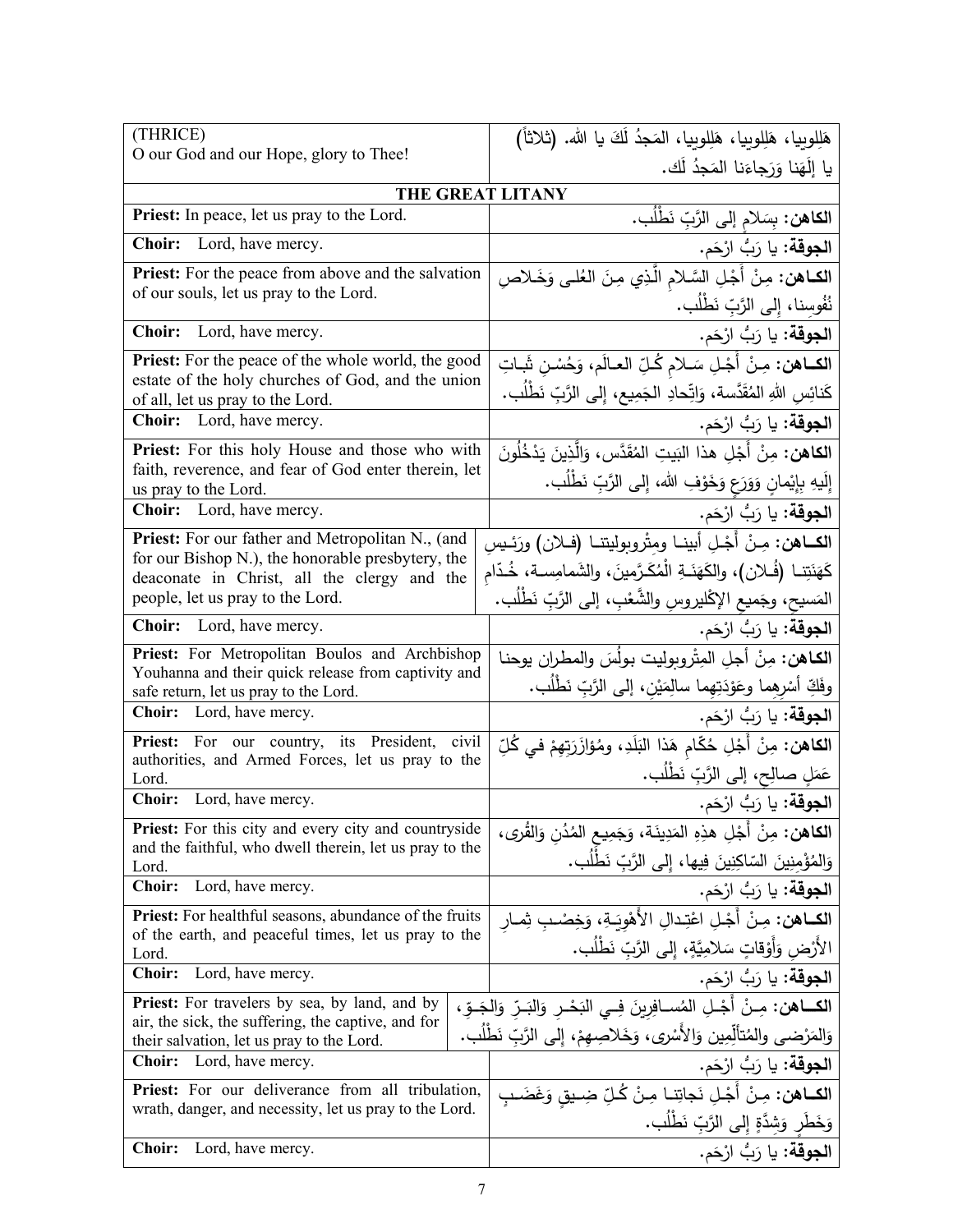| (THRICE)<br>O our God and our Hope, glory to Thee! | هَلِلويِيا، هَلِلويِيا، هَلِلويِيا، المَجدُ لَكَ يا الله. (ثلاثاً)<br>يا إلَهَنا وَرَجاءَنا المَجدُ لَك. |
|---|---|
| **THE GREAT LITANY** | |
| **Priest:** In peace, let us pray to the Lord. | **الكاهن:** بِسَلامٍ إلى الرَّبِّ نَطْلُب. |
| **Choir:** Lord, have mercy. | **الجوقة:** يا رَبُّ ارْحَم. |
| **Priest:** For the peace from above and the salvation of our souls, let us pray to the Lord. | **الكـاهن:** مِنْ أَجْلِ السَّـلامِ الَّـذِي مِنَ العُلـى وَخَـلاصِ نُفُوسِنا، إلى الرَّبِّ نَطْلُب. |
| **Choir:** Lord, have mercy. | **الجوقة:** يا رَبُّ ارْحَم. |
| **Priest:** For the peace of the whole world, the good estate of the holy churches of God, and the union of all, let us pray to the Lord. | **الكـاهن:** مِـنْ أَجْـلِ سَـلامِ كُـلِّ العـالَم، وَحُسْنِ ثَبـاتِ كَنائِسِ اللهِ المُقَدَّسة، وَاتِّحادِ الجَمِيع، إلى الرَّبِّ نَطْلُب. |
| **Choir:** Lord, have mercy. | **الجوقة:** يا رَبُّ ارْحَم. |
| **Priest:** For this holy House and those who with faith, reverence, and fear of God enter therein, let us pray to the Lord. | **الكاهن:** مِنْ أَجْلِ هذا البَيتِ المُقَدَّس، وَالَّذِينَ يَدْخُلُونَ إلَيهِ بِإيْمانٍ وَوَرَعٍ وَخَوْفِ الله، إلى الرَّبِّ نَطْلُب. |
| **Choir:** Lord, have mercy. | **الجوقة:** يا رَبُّ ارْحَم. |
| **Priest:** For our father and Metropolitan N., (and for our Bishop N.), the honorable presbytery, the deaconate in Christ, all the clergy and the people, let us pray to the Lord. | **الكـاهن:** مِـنْ أَجْـلِ أبينـا ومِتْروبوليتنـا (فـلان) ورَئـيسِ كَهَنَتِنـا (فُـلان)، والكَهَنَـةِ الْمُكَـرَّمينَ، والشَمامِسـة، خُـدّامِ المَسيحِ، وجَميعِ الإكْليروسِ والشَّعْبِ، إلى الرَّبِّ نَطْلُب. |
| **Choir:** Lord, have mercy. | **الجوقة:** يا رَبُّ ارْحَم. |
| **Priest:** For Metropolitan Boulos and Archbishop Youhanna and their quick release from captivity and safe return, let us pray to the Lord. | **الكاهن:** مِنْ أجلِ المِتْروبوليت بولُسَ والمطران يوحنا وفَكِّ أَسْرِهِما وعَوْدَتِهِما سالِمَيْنِ، إلى الرَّبِّ نَطْلُب. |
| **Choir:** Lord, have mercy. | **الجوقة:** يا رَبُّ ارْحَم. |
| **Priest:** For our country, its President, civil authorities, and Armed Forces, let us pray to the Lord. | **الكاهن:** مِنْ أَجْلِ حُكّامِ هَذا البَلَدِ، ومُؤازَرَتِهِمْ في كُلِّ عَمَلٍ صالِحٍ، إلى الرَّبِّ نَطْلُب. |
| **Choir:** Lord, have mercy. | **الجوقة:** يا رَبُّ ارْحَم. |
| **Priest:** For this city and every city and countryside and the faithful, who dwell therein, let us pray to the Lord. | **الكاهن:** مِنْ أَجْلِ هذِهِ المَدِينَة، وَجَمِيعِ المُدُنِ وَالقُرى، وَالمُؤْمِنِينَ السّاكِنِينَ فِيها، إلى الرَّبِّ نَطْلُب. |
| **Choir:** Lord, have mercy. | **الجوقة:** يا رَبُّ ارْحَم. |
| **Priest:** For healthful seasons, abundance of the fruits of the earth, and peaceful times, let us pray to the Lord. | **الكـاهن:** مِـنْ أَجْـلِ اعْتِـدالِ الأَهْوِيَـةِ، وَخِصْـبِ ثِمـارِ الأَرْضِ وَأَوْقاتٍ سَلامِيَّةٍ، إلى الرَّبِّ نَطْلُب. |
| **Choir:** Lord, have mercy. | **الجوقة:** يا رَبُّ ارْحَم. |
| **Priest:** For travelers by sea, by land, and by air, the sick, the suffering, the captive, and for their salvation, let us pray to the Lord. | **الكــاهن:** مِـنْ أَجْـلِ المُسـافِرِينَ فِـي البَحْـرِ وَالبَـرِّ وَالجَـوِّ، وَالمَرْضى والمُتألِّمين وَالأَسْرى، وَخَلاصِهِمْ، إلى الرَّبِّ نَطْلُب. |
| **Choir:** Lord, have mercy. | **الجوقة:** يا رَبُّ ارْحَم. |
| **Priest:** For our deliverance from all tribulation, wrath, danger, and necessity, let us pray to the Lord. | **الكـاهن:** مِـنْ أَجْـلِ نَجاتِنـا مِـنْ كُـلِّ ضِـيقٍ وَغَضَـبٍ وَخَطَرٍ وَشِدَّةٍ إلى الرَّبِّ نَطْلُب. |
| **Choir:** Lord, have mercy. | **الجوقة:** يا رَبُّ ارْحَم. |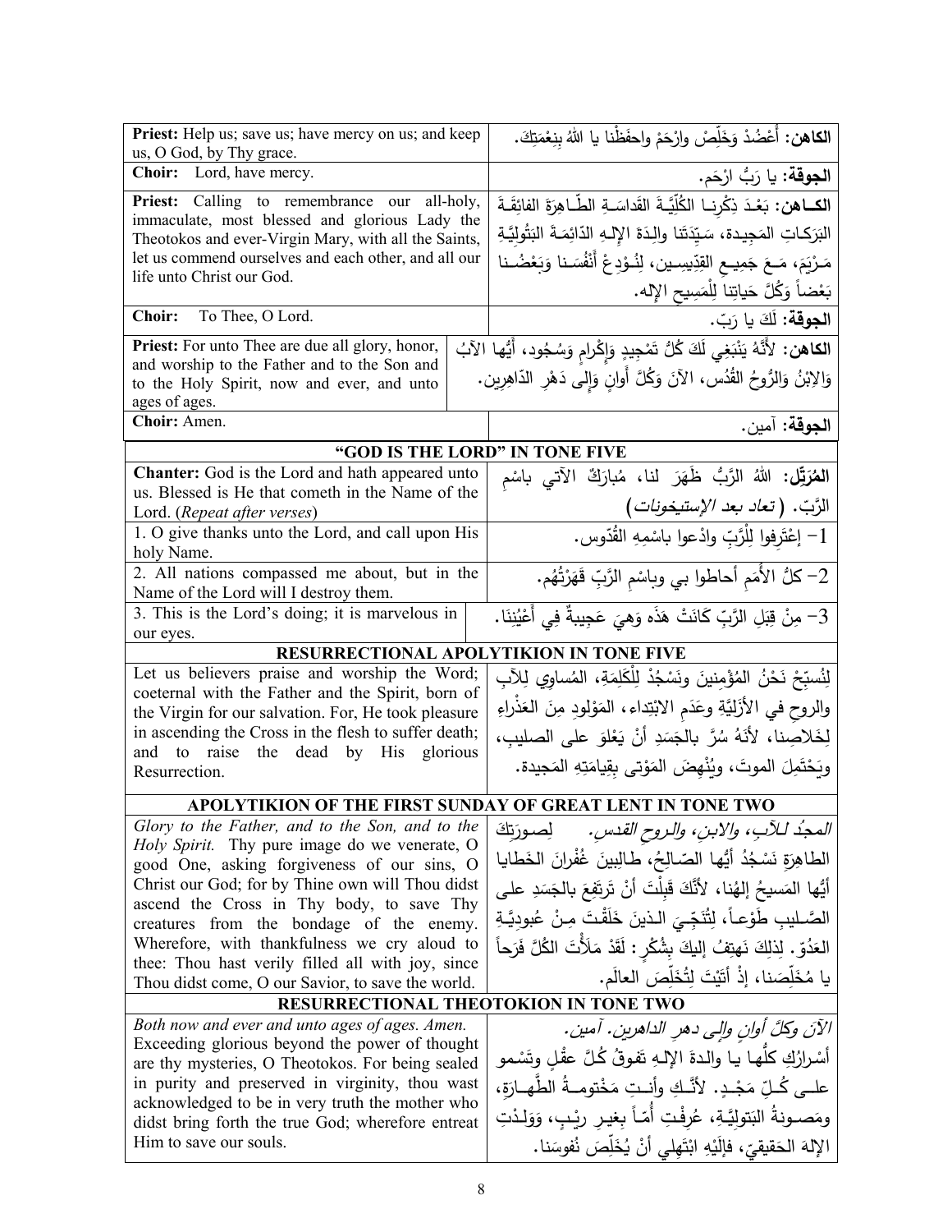| English | Arabic |
|---|---|
| **Priest:** Help us; save us; have mercy on us; and keep us, O God, by Thy grace. | **الكاهن:** أَعْضُدْ وَخَلِّصْ وارْحَمْ واحفَظْنا يا اللهُ بِنِعْمَتِكَ. |
| **Choir:** Lord, have mercy. | **الجوقة:** يا رَبُّ ارْحَم. |
| **Priest:** Calling to remembrance our all-holy, immaculate, most blessed and glorious Lady the Theotokos and ever-Virgin Mary, with all the Saints, let us commend ourselves and each other, and all our life unto Christ our God. | **الكـاهن:** بَعْدَ ذِكْرِنـا الكُلِّيَّـةَ القَداسَـةِ الطّـاهِرَةَ الفائِقَـةَ البَرَكـاتِ المَجِيدة، سَيِّدَتَنا والِدَةَ الإِلـهِ الدّائِمَـةَ البَتُولِيَّـةِ مَـرْيَمَ، مَـعَ جَمِيـعِ القِدِّيسِـين، لِنُـوْدِعْ أَنْفُسَـنا وَبَعْضُـنا بَعْضاً وَكُلَّ حَياتِنا لِلْمَسِيحِ الإله. |
| **Choir:** To Thee, O Lord. | **الجوقة:** لَكَ يا رَبّ. |
| **Priest:** For unto Thee are due all glory, honor, and worship to the Father and to the Son and to the Holy Spirit, now and ever, and unto ages of ages. | **الكاهن:** لأَنَّهُ يَنْبَغِي لَكَ كُلُّ تَمْجِيدٍ وَإِكْرامٍ وَسُجُود، أَيُّها الآبُ وَالابْنُ وَالرُّوحُ القُدُس، الآنَ وَكُلَّ أَوانٍ وَإِلى دَهْرِ الدّاهِرِين. |
| **Choir:** Amen. | **الجوقة:** آمين. |

## "GOD IS THE LORD" IN TONE FIVE

| English | Arabic |
|---|---|
| **Chanter:** God is the Lord and hath appeared unto us. Blessed is He that cometh in the Name of the Lord. (*Repeat after verses*) | **المُرَتِّل:** اللهُ الرَّبُّ ظَهَرَ لنا، مُبارَكٌ الآتي باسْمِ الرَّبّ. (*تعاد بعد الإستيخونات*) |
| 1. O give thanks unto the Lord, and call upon His holy Name. | 1- إعْتَرِفوا لِلْرَّبِّ وادْعوا باسْمِهِ القُدّوس. |
| 2. All nations compassed me about, but in the Name of the Lord will I destroy them. | 2- كلُّ الأُمَمِ أحاطوا بي وباسْمِ الرَّبِّ قَهَرْتُهُم. |
| 3. This is the Lord's doing; it is marvelous in our eyes. | 3- مِنْ قِبَلِ الرَّبِّ كَانَتْ هَذَه وَهيَ عَجِيبةٌ فِي أَعْيُنِنَا. |

## RESURRECTIONAL APOLYTIKION IN TONE FIVE

| English | Arabic |
|---|---|
| Let us believers praise and worship the Word; coeternal with the Father and the Spirit, born of the Virgin for our salvation. For, He took pleasure in ascending the Cross in the flesh to suffer death; and to raise the dead by His glorious Resurrection. | لِنُسبِّحْ نَحْنُ المُؤْمِنينَ ونَسْجُدْ لِلْكَلِمَةِ، المُساوِي لِلآبِ والروحِ في الأَزَلِيَّةِ وعَدَمِ الابْتِداء، المَوْلودِ مِنَ العَذْراءِ لِخَلاصِنا، لأنَهُ سُرَّ بالجَسَدِ أنْ يَعْلوَ على الصليبِ، ويَحْتَمِلَ الموتَ، ويُنْهِضَ المَوْتى بِقِيامَتِهِ المَجيدة. |

## APOLYTIKION OF THE FIRST SUNDAY OF GREAT LENT IN TONE TWO

| English | Arabic |
|---|---|
| *Glory to the Father, and to the Son, and to the Holy Spirit.* Thy pure image do we venerate, O good One, asking forgiveness of our sins, O Christ our God; for by Thine own will Thou didst ascend the Cross in Thy body, to save Thy creatures from the bondage of the enemy. Wherefore, with thankfulness we cry aloud to thee: Thou hast verily filled all with joy, since Thou didst come, O our Savior, to save the world. | *المجدُ للآبِ، والابنِ، والروحِ القدسِ.* لِصورَتِكَ الطاهِرَةِ نَسْجُدُ أَيُّها الصّالِحُ، طالِبينَ غُفْرانَ الخَطايا أَيُّها المَسيحُ إلهُنا، لأَنَّكَ قَبِلْتَ أَنْ تَرتَفِعَ بالجَسَدِ على الصَّليبِ طَوْعاً، لِتُنَجِّيَ الذينَ خَلَقْتَ مِنْ عُبودِيَّةِ العَدُوّ. لِذلِكَ نَهتِفُ إليكَ بِشُكْرٍ: لَقَدْ مَلأْتَ الكُلَّ فَرَحاً يا مُخَلِّصَنا، إذْ أَتَيْتَ لِتُخَلِّصَ العالَم. |

## RESURRECTIONAL THEOTOKION IN TONE TWO

| English | Arabic |
|---|---|
| *Both now and ever and unto ages of ages. Amen.* Exceeding glorious beyond the power of thought are thy mysteries, O Theotokos. For being sealed in purity and preserved in virginity, thou wast acknowledged to be in very truth the mother who didst bring forth the true God; wherefore entreat Him to save our souls. | *الآنَ وكلَّ أوانٍ وإلى دهرِ الداهرين. آمين.* أَسْرارُكِ كلُّها يا والدةَ الإلهِ تَفوقُ كُلَّ عقْلٍ وتَسْمو على كُلِّ مَجْدٍ. لأنَّكِ وأنتِ مَخْتومةُ الطَّهارَةِ، ومَصونةُ البَتوليَّةِ، عُرِفْتِ أُمّاً بِغيرِ رَيْبٍ، وَوَلَدْتِ الإلهَ الحَقيقيّ، فإلَيْهِ ابْتَهِلي أنْ يُخَلِّصَ نُفوسَنا. |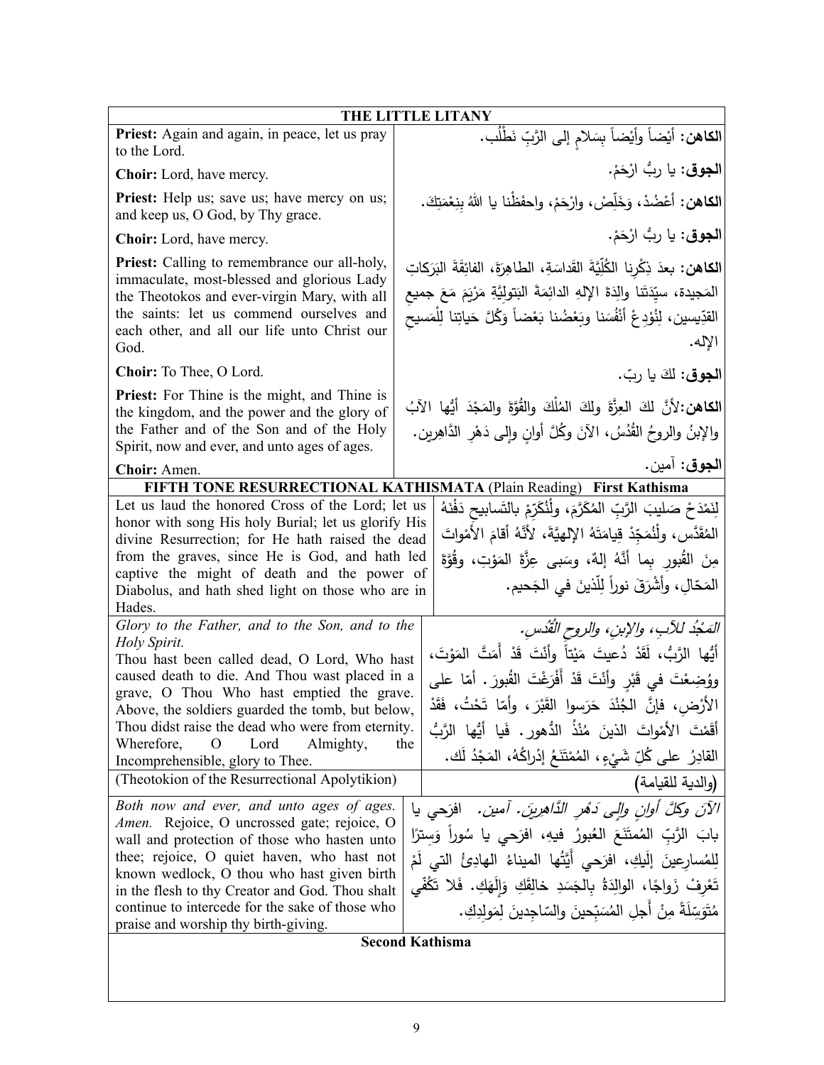| THE LITTLE LITANY | |
|---|---|
| **Priest:** Again and again, in peace, let us pray to the Lord. | **الكاهن:** أيْضاً وأيْضاً بِسَلامٍ إلى الرَّبِّ نَطْلُب. |
| **Choir:** Lord, have mercy. | **الجوق:** يا ربُّ ارْحَمْ. |
| **Priest:** Help us; save us; have mercy on us; and keep us, O God, by Thy grace. | **الكاهن:** أَعْضُدْ، وَخَلِّصْ، وارْحَمْ، واحفَظْنا يا اللهُ بِنِعْمَتِكَ. |
| **Choir:** Lord, have mercy. | **الجوق:** يا ربُّ ارْحَمْ. |
| **Priest:** Calling to remembrance our all-holy, immaculate, most-blessed and glorious Lady the Theotokos and ever-virgin Mary, with all the saints: let us commend ourselves and each other, and all our life unto Christ our God. | **الكاهن:** بعدَ ذِكْرِنا الكُلِّيَّةَ القَداسَةِ، الطاهِرَةَ، الفائِقَةَ البَرَكاتِ المَجيدة، سيِّدَتَنا والِدَةَ الإلهِ الدائِمَةَ البَتوليَّةِ مَرْيَمَ مَعَ جميعِ القدِّيسين، لِنُوْدِعْ أنْفُسَنا وبَعْضُنا بَعْضاً وَكُلَّ حَياتِنا لِلْمَسيحِ الإله. |
| **Choir:** To Thee, O Lord. | **الجوق:** لكَ يا ربّ. |
| **Priest:** For Thine is the might, and Thine is the kingdom, and the power and the glory of the Father and of the Son and of the Holy Spirit, now and ever, and unto ages of ages. | **الكاهن:** لأنَّ لكَ العِزَّةَ ولكَ المُلْكَ والقُوَّةَ والمَجْدَ أيُّها الآبُ والإبنُ والروحُ القُدُسُ، الآنَ وكُلَّ أوانٍ وإلى دَهْرِ الدَّاهِرين. |
| **Choir:** Amen. | **الجوق:** آمين. |
| **FIFTH TONE RESURRECTIONAL KATHISMATA** (Plain Reading) **First Kathisma** | |
| Let us laud the honored Cross of the Lord; let us honor with song His holy Burial; let us glorify His divine Resurrection; for He hath raised the dead from the graves, since He is God, and hath led captive the might of death and the power of Diabolus, and hath shed light on those who are in Hades. | لِنَمْدَحْ صَليبَ الرَّبِّ المُكَرَّمَ، ولْنُكَرِّمْ بالتَسابيحِ دَفْنَهُ المُقَدَّس، ولْنُمَجِّدْ قِيامَتَهُ الإلهيَّةَ، لأنَّهُ أقامَ الأَمْواتَ مِنَ القُبورِ بِما أنَّهُ إلهٌ، وسَبى عِزَّةَ المَوْتِ، وقُوَّةَ المَحّالِ، وأَشْرَقَ نوراً لِلَّذينَ في الجَحيم. |
| *Glory to the Father, and to the Son, and to the Holy Spirit.* Thou hast been called dead, O Lord, Who hast caused death to die. And Thou wast placed in a grave, O Thou Who hast emptied the grave. Above, the soldiers guarded the tomb, but below, Thou didst raise the dead who were from eternity. Wherefore, O Lord Almighty, the Incomprehensible, glory to Thee. | *المَجْدُ للآبِ، والإبنِ، والروحِ القُدُس.* أيُّها الرَّبُّ، لَقَدْ دُعيتَ مَيْتاً وأنْتَ قَدْ أَمَتَّ المَوْتَ، ووُضِعْتَ في قَبْرٍ وأنْتَ قَدْ أَفْرَغْتَ القُبورَ. أمّا على الأرْضِ، فإنَّ الجُنْدَ حَرَسوا القَبْرَ، وأمّا تَحْتُ، فَقَدْ أَقَمْتَ الأمْواتَ الذينَ مُنْذُ الدُّهور. فَيا أيُّها الرَّبُّ القادِرُ على كُلِّ شَيْءٍ، المُمْتَنَعُ إدْراكُهُ، المَجْدُ لَك. |
| (Theotokion of the Resurrectional Apolytikion) | (والدية للقيامة) |
| *Both now and ever, and unto ages of ages. Amen.* Rejoice, O uncrossed gate; rejoice, O wall and protection of those who hasten unto thee; rejoice, O quiet haven, who hast not known wedlock, O thou who hast given birth in the flesh to thy Creator and God. Thou shalt continue to intercede for the sake of those who praise and worship thy birth-giving. | *الآنَ وكلَّ أوانٍ وإلى دَهْرِ الدَّاهِرينَ. آمين.* افرَحي يا بابَ الرَّبِّ المُمتَنَعَ العُبورُ فيه، افرَحي يا سُوراً وَسِترًا لِلمُسارِعينَ إلَيكِ، افرَحي أيَّتُها الميناءُ الهادِئُ التي لَمْ تَعْرِفْ زَواجًا، الوالِدَةُ بِالجَسَدِ خالِقَكِ وَإلَهَكِ. فَلا تَكُفِّي مُتَوَسِّلَةً مِنْ أجلِ المُسَبِّحينَ والسّاجِدينَ لِمَولِدِكِ. |
| **Second Kathisma** | |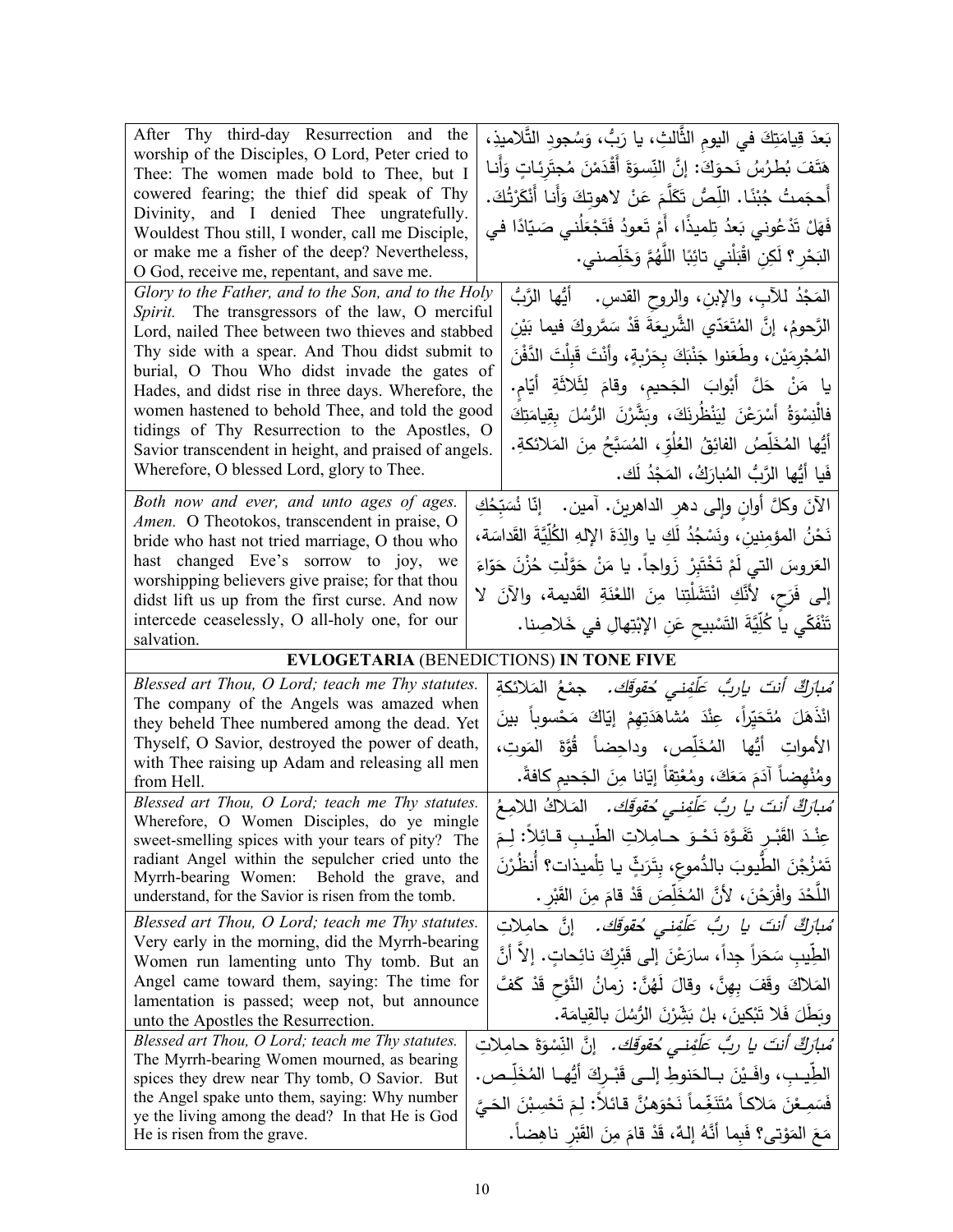| | |
|---|---|
| After Thy third-day Resurrection and the worship of the Disciples, O Lord, Peter cried to Thee: The women made bold to Thee, but I cowered fearing; the thief did speak of Thy Divinity, and I denied Thee ungratefully. Wouldest Thou still, I wonder, call me Disciple, or make me a fisher of the deep? Nevertheless, O God, receive me, repentant, and save me. | بَعدَ قِيامَتِكَ في اليومِ الثَّالثِ، يا رَبُّ، وَسُجودِ التَّلاميذِ، هَتَفَ بُطرُسُ نَحوَكَ: إنَّ النِّسوَةَ أَقْدَمْنَ مُجترِئاتٍ وَأَنا أَحجَمتُ جُبْنًا. اللِّصُّ تَكَلَّمَ عَنْ لاهوتِكَ وَأَنا أَنْكَرْتُكَ. فَهَلْ تَدْعُوني بَعدُ تِلميذًا، أَمْ تَعودُ فَتَجْعَلُني صَيّادًا في البَحْرِ؟ لَكِنِ اقْبَلْني تائِبًا اللَّهُمَّ وَخَلِّصني. |
| *Glory to the Father, and to the Son, and to the Holy Spirit.* The transgressors of the law, O merciful Lord, nailed Thee between two thieves and stabbed Thy side with a spear. And Thou didst submit to burial, O Thou Who didst invade the gates of Hades, and didst rise in three days. Wherefore, the women hastened to behold Thee, and told the good tidings of Thy Resurrection to the Apostles, O Savior transcendent in height, and praised of angels. Wherefore, O blessed Lord, glory to Thee. | المَجْدُ للآبِ، والإبنِ، والروحِ القدسِ. أيُّها الرَّبُّ الرَّحومُ، إنَّ المُتَعَدّي الشَّريعَةَ قَدْ سَمَّروكَ فيما بَيْنِ المُجْرِمَيْنِ، وطَعَنوا جَنْبَكَ بِحَرْبةٍ، وأَنْتَ قَبِلْتَ الدَّفْنَ يا مَنْ حَلَّ أبْوابَ الجَحيمِ، وقامَ لِثَلاثَةِ أيّامٍ. فالْنِسْوَةُ أَسْرَعْنَ لِيَنْظُرْنَكَ، وبَشَّرْنَ الرُّسُلَ بِقِيامَتِكَ أيُّها المُخَلِّصُ الفائِقُ العُلُوِّ، المُسَبَّحُ مِنَ المَلائكةِ. فَيا أيُّها الرَّبُّ المُبارَكُ، المَجْدُ لَك. |
| *Both now and ever, and unto ages of ages. Amen.* O Theotokos, transcendent in praise, O bride who hast not tried marriage, O thou who hast changed Eve's sorrow to joy, we worshipping believers give praise; for that thou didst lift us up from the first curse. And now intercede ceaselessly, O all-holy one, for our salvation. | الآنَ وكلَّ أوانٍ وإلى دهرِ الداهرينَ. آمين. إنّا نُسَبِّحُكِ نَحْنُ المؤمنينَ، ونَسْجُدُ لَكِ يا والِدَةَ الإلهِ الكُلِّيَّةَ القَداسَة، العَروسَ التي لَمْ تَخْتَبِرْ زَواجاً. يا مَنْ حَوَّلْتِ حُزْنَ حَوّاءَ إلى فَرَحٍ، لأنَّكِ انْتَشَلْتِنا مِنَ اللعْنَةِ القَديمة، والآنَ لا تَنْفَكّي يا كُلِّيَّةَ التَسْبيحِ عَنِ الإبْتِهالِ في خَلاصِنا. |
| **EVLOGETARIA** (BENEDICTIONS) **IN TONE FIVE** | |
| *Blessed art Thou, O Lord; teach me Thy statutes.* The company of the Angels was amazed when they beheld Thee numbered among the dead. Yet Thyself, O Savior, destroyed the power of death, with Thee raising up Adam and releasing all men from Hell. | *مُبارَكٌ أنتَ ياربُّ عَلِّمْني حُقوقَك.* جمْعُ المَلائكةِ انْذَهَلَ مُتَحَيِّراً، عِنْدَ مُشاهَدَتِهِمْ إيّاكَ مَحْسوباً بينَ الأمواتِ أيُّها المُخَلِّص، وداحِضاً قُوَّةَ المَوتِ، ومُنْهِضاً آدَمَ مَعَكَ، ومُعْتِقاً إيّانا مِنَ الجَحيمِ كافةً. |
| *Blessed art Thou, O Lord; teach me Thy statutes.* Wherefore, O Women Disciples, do ye mingle sweet-smelling spices with your tears of pity? The radiant Angel within the sepulcher cried unto the Myrrh-bearing Women: Behold the grave, and understand, for the Savior is risen from the tomb. | *مُبارَكٌ أنتَ يا ربُّ عَلِّمْني حُقوقَك.* المَلاكُ اللامِعُ عِنْدَ القَبْرِ تَفَوَّهَ نَحْوَ حامِلاتِ الطّيبِ قائِلاً: لِمَ تَمْزُجْنَ الطُّيوبَ بالدُّموعِ، بِتَرَثٍّ يا تِلْميذات؟ أُنظُرْنَ اللَّحْدَ وافْرَحْنَ، لأنَّ المُخَلِّصَ قَدْ قامَ مِنَ القَبْرِ. |
| *Blessed art Thou, O Lord; teach me Thy statutes.* Very early in the morning, did the Myrrh-bearing Women run lamenting unto Thy tomb. But an Angel came toward them, saying: The time for lamentation is passed; weep not, but announce unto the Apostles the Resurrection. | *مُبارَكٌ أنتَ يا ربُّ عَلِّمْني حُقوقَك.* إنَّ حامِلاتِ الطّيبِ سَحَراً جِداً، سارَعْنَ إلى قَبْرِكَ نائِحاتٍ. إلاَّ أنَّ المَلاكَ وقَفَ بِهِنَّ، وقالَ لَهُنَّ: زمانُ النَّوْحِ قَدْ كَفَّ وبَطَلَ فَلا تَبْكينَ، بلْ بَشِّرْنَ الرُّسُلَ بالقِيامَة. |
| *Blessed art Thou, O Lord; teach me Thy statutes.* The Myrrh-bearing Women mourned, as bearing spices they drew near Thy tomb, O Savior. But the Angel spake unto them, saying: Why number ye the living among the dead? In that He is God He is risen from the grave. | *مُبارَكٌ أنتَ يا ربُّ عَلِّمْني حُقوقَك.* إنَّ النِّسْوَةَ حامِلاتِ الطّيبِ، وافَيْنَ بالحَنوطِ إلى قَبْرِكَ أيُّها المُخَلِّص. فَسَمِعْنَ مَلاكاً مُتَنَغِّماً نَحْوَهُنَّ قائلاً: لِمَ تَحْسِبْنَ الحَيَّ مَعَ المَوْتى؟ فَبِما أنَّهُ إلهٌ، قَدْ قامَ مِنَ القَبْرِ ناهِضاً. |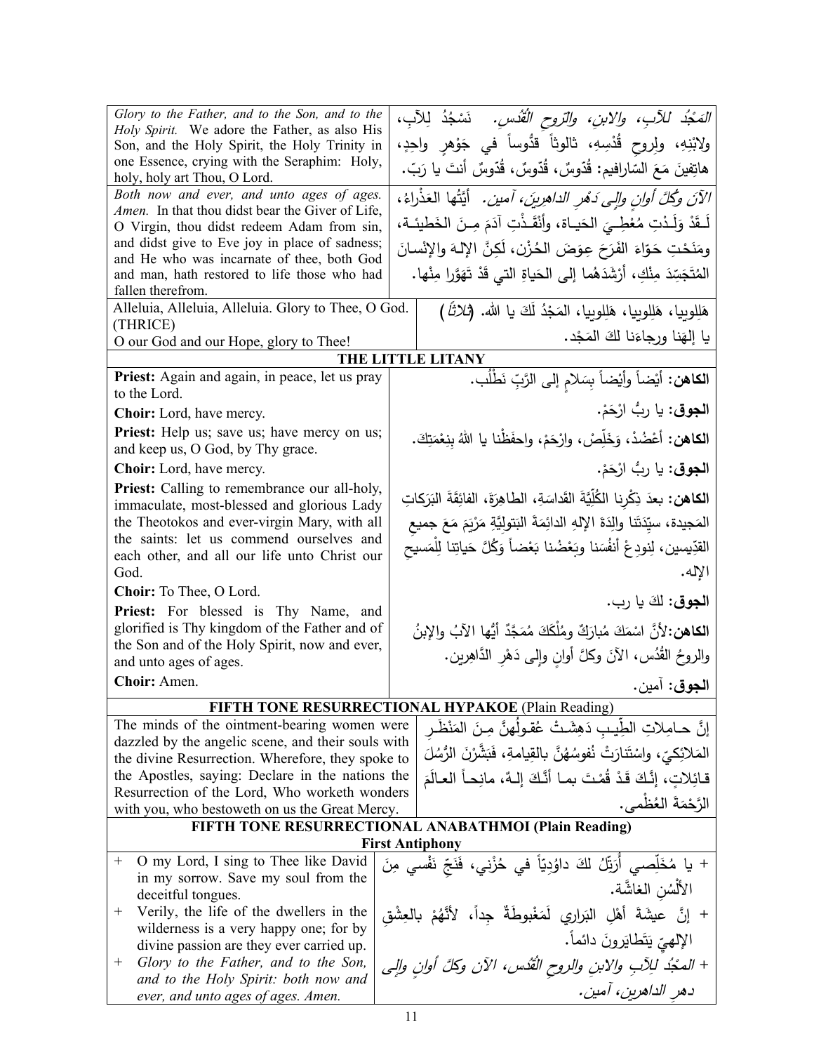| | |
|---|---|
| *Glory to the Father, and to the Son, and to the Holy Spirit.* We adore the Father, as also His Son, and the Holy Spirit, the Holy Trinity in one Essence, crying with the Seraphim: Holy, holy, holy art Thou, O Lord. | *المَجْدُ للآبِ، والابنِ، والرّوحِ القُدُس.* نَسْجُدُ لِلآبِ، ولابْنِهِ، ولِروحِ قُدْسِهِ، ثالوثاً قدُّوساً في جَوْهرٍ واحِدٍ، هاتِفينَ مَعَ السّارافيم: قُدّوسٌ، قُدّوسٌ، قُدّوسٌ أنتَ يا رَبّ. |
| *Both now and ever, and unto ages of ages. Amen.* In that thou didst bear the Giver of Life, O Virgin, thou didst redeem Adam from sin, and didst give to Eve joy in place of sadness; and He who was incarnate of thee, both God and man, hath restored to life those who had fallen therefrom. | *الآنَ وكُلَّ أوانٍ وإلى دَهْرِ الداهِرينَ، آمين.* أيَّتُها العَذْراءُ، لَـقَدْ وَلَـدْتِ مُعْطِـيَ الحَيـاة، وأنْقَـذْتِ آدَمَ مِـنَ الخَطيئـة، ومَنَحْتِ حَوّاءَ الفَرَحَ عِوَضَ الحُزْن، لَكِنَّ الإلـهَ والإنْسانَ المُتَجَسِّدَ مِنْكِ، أرْشَدَهُما إلى الحَياةِ التي قَدْ تَهَوَّرا مِنْها. |
| Alleluia, Alleluia, Alleluia. Glory to Thee, O God. (THRICE) O our God and our Hope, glory to Thee! | هَلِلوييا، هَلِلوييا، هَلِلوييا، المَجْدُ لَكَ يا الله. *(ثلاثاً)* يا إلهَنا ورجاءَنا لكَ المَجْد. |

## THE LITTLE LITANY

| | |
|---|---|
| **Priest:** Again and again, in peace, let us pray to the Lord. | **الكاهن:** أيْضاً وأيْضاً بِسَلامٍ إلى الرَّبِّ نَطْلُب. |
| **Choir:** Lord, have mercy. | **الجوق:** يا ربُّ ارْحَمْ. |
| **Priest:** Help us; save us; have mercy on us; and keep us, O God, by Thy grace. | **الكاهن:** أعْضُدْ، وَخَلِّصْ، وارْحَمْ، واحفَظْنا يا اللهُ بِنِعْمَتِكَ. |
| **Choir:** Lord, have mercy. | **الجوق:** يا ربُّ ارْحَمْ. |
| **Priest:** Calling to remembrance our all-holy, immaculate, most-blessed and glorious Lady the Theotokos and ever-virgin Mary, with all the saints: let us commend ourselves and each other, and all our life unto Christ our God. | **الكاهن:** بعدَ ذِكْرِنا الكُلِّيَّةَ القَداسَةِ، الطاهِرَةَ، الفائِقَةَ البَرَكاتِ المَجيدة، سيِّدَتَنا والِدَةَ الإلهِ الدائِمَةَ البَتوليَّةِ مَرْيَمَ مَعَ جميعِ القدِّيسين، لِنودِعْ أنفُسَنا وبَعْضُنا بَعْضاً وَكُلَّ حَياتِنا لِلْمَسيحِ الإله. |
| **Choir:** To Thee, O Lord. | **الجوق:** لكَ يا رب. |
| **Priest:** For blessed is Thy Name, and glorified is Thy kingdom of the Father and of the Son and of the Holy Spirit, now and ever, and unto ages of ages. | **الكاهن:** لأنَّ اسْمَكَ مُبارَكٌ ومُلْكَكَ مُمَجَّدٌ أيُّها الآبُ والإبنُ والروحُ القُدُس، الآنَ وكلَّ أوانٍ وإلى دَهْرِ الدّاهِرين. |
| **Choir:** Amen. | **الجوق:** آمين. |

## FIFTH TONE RESURRECTIONAL HYPAKOE (Plain Reading)

| | |
|---|---|
| The minds of the ointment-bearing women were dazzled by the angelic scene, and their souls with the divine Resurrection. Wherefore, they spoke to the Apostles, saying: Declare in the nations the Resurrection of the Lord, Who worketh wonders with you, who bestoweth on us the Great Mercy. | إنَّ حـامِلاتِ الطِّيـبِ دَهِشَـتْ عُقـولُهُنَّ مِـنَ المَنْظَـرِ المَلائِكيِّ، واسْتَنارَتْ نُفوسُهُنَّ بالقِيامةِ، فَبَشَّرْنَ الرُّسُلَ قـائِلاتٍ، إنَّـكَ قَدْ قُمْـتَ بمـا أنَّـكَ إلـهٌ، مانِحـاً العـالَمَ الرَّحْمَةَ العُظْمى. |

## FIFTH TONE RESURRECTIONAL ANABATHMOI (Plain Reading)

### First Antiphony

| | |
|---|---|
| + O my Lord, I sing to Thee like David in my sorrow. Save my soul from the deceitful tongues. | + يا مُخَلِّصي أُرَتِّلُ لكَ داوُدِيّاً في حُزْني، فَنَجِّ نَفْسي مِنَ الألْسُنِ الغاشَّة. |
| + Verily, the life of the dwellers in the wilderness is a very happy one; for by divine passion are they ever carried up. | + إنَّ عيشَةَ أهْلِ البَراري لَمَغْبوطَةٌ جِداً، لأنَّهُمْ بالعِشْقِ الإلهيّ يَتَطايَرونَ دائماً. |
| + *Glory to the Father, and to the Son, and to the Holy Spirit: both now and ever, and unto ages of ages. Amen.* | + *المجْدُ لِلآبِ والابنِ والروحِ القُدُس، الآن وكلَّ أوانٍ وإلى دهرِ الداهرين، آمين.* |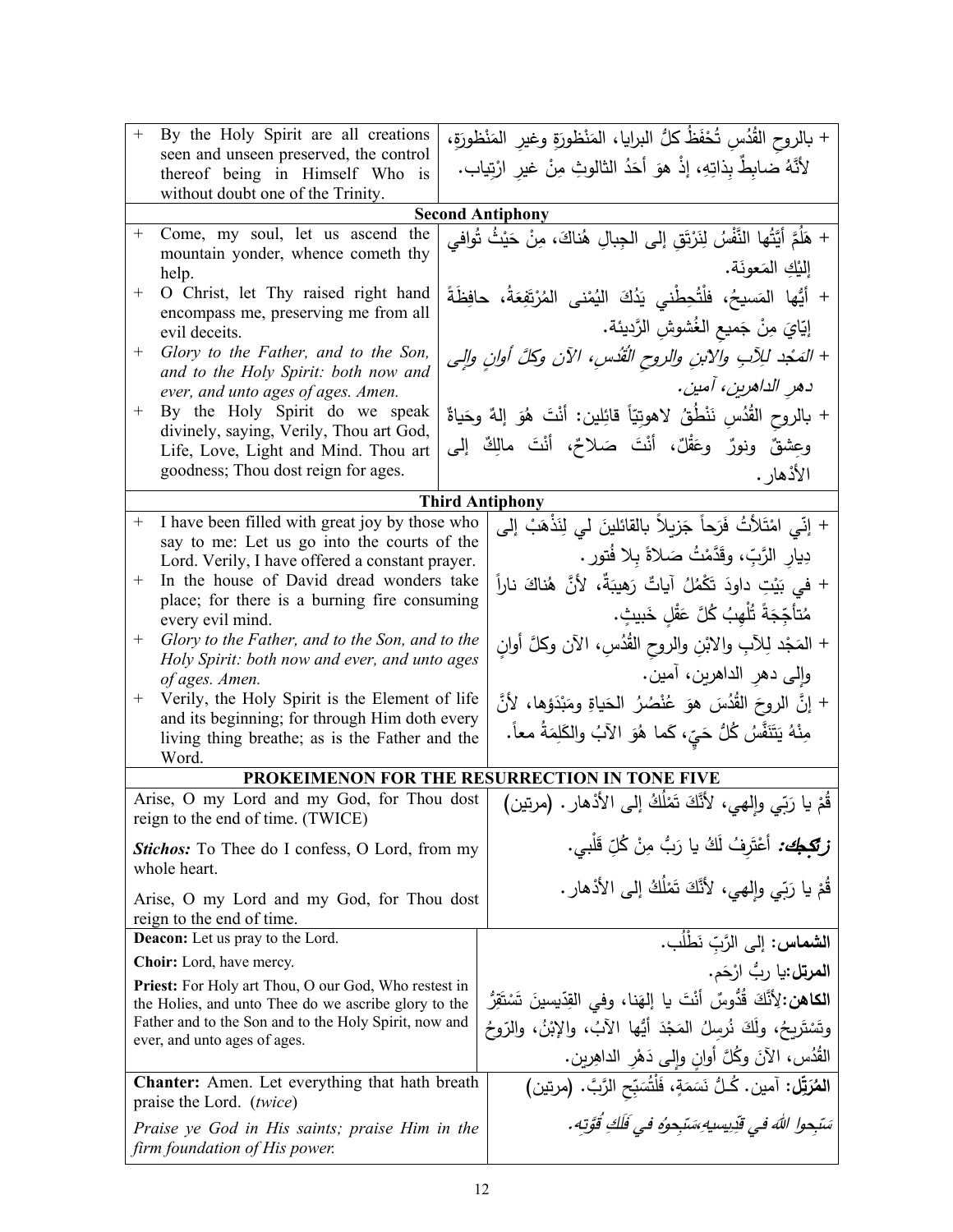| English | Arabic |
|---|---|
| + By the Holy Spirit are all creations seen and unseen preserved, the control thereof being in Himself Who is without doubt one of the Trinity. | + بالروحِ القُدُسِ تُحْفَظُ كلُّ البرايا، المَنْظورَةِ وغيرِ المَنْظورَةِ، لأنَّهُ ضابِطٌ بِذاتِهِ، إذْ هوَ أحَدُ الثالوثِ مِنْ غيرِ ارْتِياب. |
| **Second Antiphony** | |
| + Come, my soul, let us ascend the mountain yonder, whence cometh thy help. | + هَلُمَّ أيَّتُها النَّفْسُ لِنَرْتَقِ إلى الجِبالِ هُناكَ، مِنْ حَيْثُ تُوافي إليْكِ المَعونَة. |
| + O Christ, let Thy raised right hand encompass me, preserving me from all evil deceits. | + أيُّها المَسيحُ، فلْتُحِطْني يَدُكَ اليُمْنى المُرْتَفِعَةُ، حافِظَةً إيّايَ مِنْ جَميعِ الغُشوشِ الرَّديئة. |
| + *Glory to the Father, and to the Son, and to the Holy Spirit: both now and ever, and unto ages of ages. Amen.* | + *المَجْد لِلآبِ والابْنِ والروحِ القُدُسِ، الآن وكلَّ أوانٍ وإلى دهرِ الداهرين، آمين.* |
| + By the Holy Spirit do we speak divinely, saying, Verily, Thou art God, Life, Love, Light and Mind. Thou art goodness; Thou dost reign for ages. | + بالروحِ القُدُسِ نَنْطُقُ لاهوتِيّاً قائلين: أنْتَ هُوَ إلهٌ وحَياةٌ وعِشقٌ ونورٌ وعَقْلٌ، أنْتَ صَلاحٌ، أنْتَ مالِكٌ إلى الأدْهار. |
| **Third Antiphony** | |
| + I have been filled with great joy by those who say to me: Let us go into the courts of the Lord. Verily, I have offered a constant prayer. | + إنّي امْتَلأتُ فَرَحاً جَزيلاً بالقائلينَ لي لِنَذْهَبْ إلى دِيارِ الرَّبِّ، وقَدَّمْتُ صَلاةً بِلا فُتور. |
| + In the house of David dread wonders take place; for there is a burning fire consuming every evil mind. | + في بَيْتِ داودَ تَكْمُلُ آياتٌ رَهيبَةٌ، لأنَّ هُناكَ ناراً مُتأجِّجَةً تُلْهِبُ كُلَّ عَقْلٍ خَبيثٍ. |
| + *Glory to the Father, and to the Son, and to the Holy Spirit: both now and ever, and unto ages of ages. Amen.* | + المَجْد لِلآبِ والابْنِ والروحِ القُدُسِ، الآن وكلَّ أوانٍ وإلى دهرِ الداهرين، آمين. |
| + Verily, the Holy Spirit is the Element of life and its beginning; for through Him doth every living thing breathe; as is the Father and the Word. | + إنَّ الروحَ القُدُسَ هوَ عُنْصُرُ الحَياةِ ومَبْدَؤها، لأنَّ مِنْهُ يَتَنَفَّسُ كُلُّ حَيٍّ، كَما هُوَ الآبُ والكَلِمَةُ معاً. |
| **PROKEIMENON FOR THE RESURRECTION IN TONE FIVE** | |
| Arise, O my Lord and my God, for Thou dost reign to the end of time. (TWICE) | قُمْ يا رَبّي وإلهي، لأنَّكَ تَمْلُكُ إلى الأدْهار. (مرتين) |
| ***Stichos:*** To Thee do I confess, O Lord, from my whole heart. | ***ستيخن:*** أعْتَرِفُ لَكَ يا رَبُّ مِنْ كُلِّ قَلْبي. |
| Arise, O my Lord and my God, for Thou dost reign to the end of time. | قُمْ يا رَبّي وإلهي، لأنَّكَ تَمْلُكُ إلى الأدْهار. |
| **Deacon:** Let us pray to the Lord. | **الشماس:** إلى الرَّبِّ نَطْلُب. |
| **Choir:** Lord, have mercy. | **المرتل:** يا ربُّ ارْحَم. |
| **Priest:** For Holy art Thou, O our God, Who restest in the Holies, and unto Thee do we ascribe glory to the Father and to the Son and to the Holy Spirit, now and ever, and unto ages of ages. | **الكاهن:** لأنَّكَ قُدُوسٌ أنْتَ يا إلهَنا، وفي القِدّيسينَ تَسْتَقِرُّ وتَسْتَرِيحُ، ولَكَ نُرسِلُ المَجْدَ أيُّها الآبُ، والإبْنُ، والرّوحُ القُدُس، الآنَ وكُلَّ أوانٍ وإلى دَهْرِ الداهِرين. |
| **Chanter:** Amen. Let everything that hath breath praise the Lord. (*twice*) | **المُرَتِّل:** آمين. كُلُّ نَسَمَةٍ، فَلْتُسَبِّحِ الرَّبَّ. (مرتين) |
| *Praise ye God in His saints; praise Him in the firm foundation of His power.* | *سَبِّحوا اللهَ في قِدّيسيهِ،سَبِّحوهُ في فَلَكِ قُوَّتِه.* |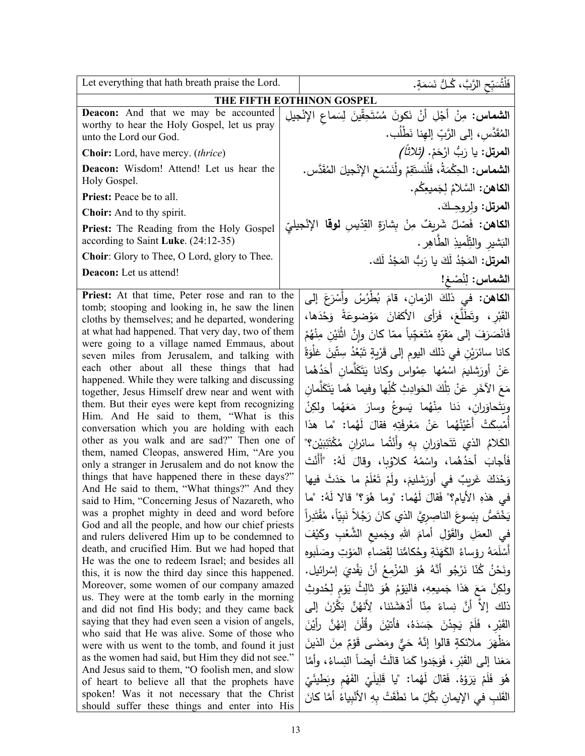| Let everything that hath breath praise the Lord. | فَلْتُسَبِّحِ الرَّبَّ، كُـلُّ نَسَمَةٍ. |
|---|---|
| **THE FIFTH EOTHINON GOSPEL** | |
| **Deacon:** And that we may be accounted worthy to hear the Holy Gospel, let us pray unto the Lord our God.<br>**Choir:** Lord, have mercy. (*thrice*)<br>**Deacon:** Wisdom! Attend! Let us hear the Holy Gospel.<br>**Priest:** Peace be to all.<br>**Choir:** And to thy spirit.<br>**Priest:** The Reading from the Holy Gospel according to Saint **Luke**. (24:12-35)<br>**Choir**: Glory to Thee, O Lord, glory to Thee.<br>**Deacon:** Let us attend! | **الشماس:** مِنْ أَجْلِ أَنْ نَكونَ مُسْتَحِقّينَ لِسَماعِ الإِنْجيلِ المُقَدَّسِ، إلى الرَّبِّ إلهِنا نَطْلُب.<br>**المرتل:** يا رَبُّ ارْحَمْ. *(ثلاثاً)*<br>**الشماس:** الحِكْمَةُ، فَلْنَستَقِمْ ولْنَسْمَعِ الإنْجيلَ المُقَدَّس.<br>**الكاهن:** السَّلامُ لِجَميعِكُم.<br>**المرتل:** ولِروحِـكَ.<br>**الكاهن:** فَصْلٌ شَريفٌ مِنْ بِشارَةِ القِدّيسِ **لوقا** الإنْجيليِّ البَشيرِ والتِّلْميذِ الطَّاهِر.<br>**المرتل:** المَجْدُ لَكَ يا رَبُّ المَجْدُ لَك.<br>**الشماس:** لِنُصْغِ! |
| **Priest:** At that time, Peter rose and ran to the tomb; stooping and looking in, he saw the linen cloths by themselves; and he departed, wondering at what had happened. That very day, two of them were going to a village named Emmaus, about seven miles from Jerusalem, and talking with each other about all these things that had happened. While they were talking and discussing together, Jesus Himself drew near and went with them. But their eyes were kept from recognizing Him. And He said to them, "What is this conversation which you are holding with each other as you walk and are sad?" Then one of them, named Cleopas, answered Him, "Are you only a stranger in Jerusalem and do not know the things that have happened there in these days?" And He said to them, "What things?" And they said to Him, "Concerning Jesus of Nazareth, who was a prophet mighty in deed and word before God and all the people, and how our chief priests and rulers delivered Him up to be condemned to death, and crucified Him. But we had hoped that He was the one to redeem Israel; and besides all this, it is now the third day since this happened. Moreover, some women of our company amazed us. They were at the tomb early in the morning and did not find His body; and they came back saying that they had even seen a vision of angels, who said that He was alive. Some of those who were with us went to the tomb, and found it just as the women had said, but Him they did not see." And Jesus said to them, "O foolish men, and slow of heart to believe all that the prophets have spoken! Was it not necessary that the Christ should suffer these things and enter into His | **الكاهن:** في ذلكَ الزمانِ، قامَ بُطْرُسُ وأَسْرَعَ إلى القَبْرِ، وتَطَلَّعَ، فَرَأى الأكفانَ مَوْضوعَةً وَحْدَها، فَانْصَرَفَ إلى مَقرِّهِ مُتَعَجِّباً ممّا كانَ وإنَّ اثْنَيْنِ مِنْهُمْ كانا سائرَيْنِ في ذلك اليومِ إلى قَرْيةٍ تَبْعُدُ سِتّينَ غلْوَةً عَنْ أورَشليمَ اسْمُها عِمْواس وكانا يَتَكَلَّمانِ أَحَدُهُما مَعَ الآخَرِ عَنْ تِلْكَ الحَوادِثِ كُلِّها وفيما هُما يَتَكَلَّمانِ ويَتَحاوَرانِ، دَنا مِنْهُما يَسوعُ وسارَ مَعَهُما ولكِنْ أُمْسِكَتْ أَعْيُنُهُما عَنْ مَعْرِفَتِهِ فقالَ لَهُما: "ما هذا الكَلامُ الذي تَتَحاوَرانِ بِهِ وأَنْتُما سائرانِ مُكْتَئِبَيْن؟" فَأجابَ أَحَدُهُما، واسْمُهُ كلاوُبا، وقالَ لَهُ: "أَأَنْتَ وَحْدَكَ غَريبٌ في أورَشليمَ، ولَمْ تَعْلَمْ ما حَدَثَ فيها في هَذِهِ الأيام؟" فَقالَ لَهُما: "وما هُوَ؟" قالا لَهُ: "ما يَخْتَصُّ بِيَسوعَ الناصِرِيَّ الذي كانَ رَجُلاً نَبِيّاً، مُقْتَدِراً في العمَلِ والقَوْلِ أمامَ اللهِ وجَميعِ الشَّعْبِ وكَيْفَ أَسْلَمَهُ رؤساءُ الكَهَنَةِ وحُكامُنا لِقَضاءِ المَوْتِ وصَلَبوه ونَحْنُ كُنّا نَرْجُو أَنَّهُ هُوَ المُزْمِعُ أَنْ يَفْدِيَ إسْرائيل. ولكِنْ مَعَ هَذا جَميعِهِ، فاليَوْمُ هُوَ ثالِثُ يَوْمٍ لِحُدوثِ ذلك إلاّ أَنَّ نِساءً مِنّا أَدْهَشْنَنا، لِأَنَهُنَّ بَكَّرْنَ إلى القَبْرِ، فَلَمْ يَجِدْنَ جَسَدَهُ، فأتيْنَ وقُلْنَ إنهُنَّ رأيْنَ مَظْهَرَ ملائكةٍ قالوا إنَّهُ حَيٌّ ومَضَى قَوْمٌ مِنَ الذينَ مَعَنا إلى القَبْرِ، فَوَجَدوا كَمَا قالَتْ أيضاً النِساءُ، وأَمَّا هُوَ فَلَمْ يَرَوْهُ. فَقالَ لَهُما: "يا قَليلَيْ الفَهْمِ وبَطيئَيْ القَلبِ في الإيمانِ بكُلِّ ما نَطَقَتْ بِهِ الأَنْبِياءُ أَمَّا كانَ |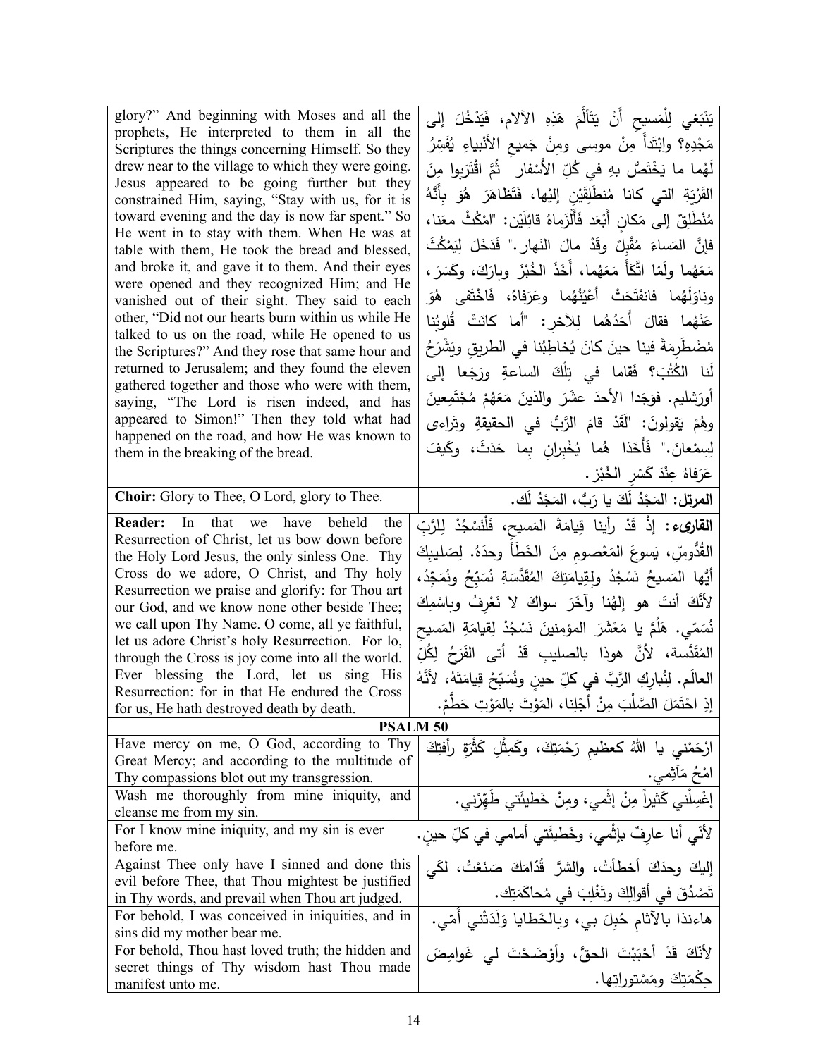| | |
|---|---|
| glory?" And beginning with Moses and all the prophets, He interpreted to them in all the Scriptures the things concerning Himself. So they drew near to the village to which they were going. Jesus appeared to be going further but they constrained Him, saying, "Stay with us, for it is toward evening and the day is now far spent." So He went in to stay with them. When He was at table with them, He took the bread and blessed, and broke it, and gave it to them. And their eyes were opened and they recognized Him; and He vanished out of their sight. They said to each other, "Did not our hearts burn within us while He talked to us on the road, while He opened to us the Scriptures?" And they rose that same hour and returned to Jerusalem; and they found the eleven gathered together and those who were with them, saying, "The Lord is risen indeed, and has appeared to Simon!" Then they told what had happened on the road, and how He was known to them in the breaking of the bread. | يَنْبَغي لِلْمَسيحِ أَنْ يَتَأَلَّمَ هَذِهِ الآلام، فَيَدْخُلَ إلى مَجْدِهِ؟ وابْتَدأَ مِنْ موسى ومِنْ جَميعِ الأنْبياءِ يُفَسِّرُ لَهُما ما يَخْتَصُّ بهِ في كُلِّ الأَسْفار ثُمَّ اقْتَرَبوا مِنَ القَرْيَةِ التي كانا مُنطَلِقَيْنِ إليْها، فَتَظاهَرَ هُوَ بِأَنَّهُ مُنْطَلِقٌ إلى مَكانٍ أَبْعَد فَأَلْزَماهُ قائِلَيْن: "امْكُثْ معَنا، فإنَّ المَساءَ مُقْبِلٌ وقَدْ مالَ النَهار." فَدَخَلَ لِيَمْكُثَ مَعَهُما ولَمّا اتَّكَأَ مَعَهُما، أَخَذَ الخُبْزَ وبارَكَ، وكَسَرَ، وناوَلَهُما فانفَتَحَتْ أَعْيُنُهُما وعَرَفاهُ، فَاخْتَفَى هُوَ عَنْهُما فقالَ أَحَدُهُما لِلآخرِ: "أما كانَتْ قُلوبُنا مُضْطَرِمةً فينا حينَ كانَ يُخاطِبُنا في الطريقِ ويَشْرَحُ لَنا الكُتُبَ؟ فَقاما في تِلْكَ الساعةِ ورَجَعا إلى أورَشليم. فوَجَدا الأحدَ عشَرَ والذينَ مَعَهُمْ مُجْتَمِعينَ وهُمْ يَقولونَ: "لَقَدْ قامَ الرَّبُّ في الحقيقةِ وتَراءى لِسِمْعانَ." فَأَخَذا هُما يُخْبِرانِ بِما حَدَثَ، وكَيفَ عَرَفاهُ عِنْدَ كَسْرِ الخُبْز. |
| **Choir:** Glory to Thee, O Lord, glory to Thee. | **المرتل:** المَجْدُ لَكَ يا رَبُّ، المَجْدُ لَك. |
| **Reader:** In that we have beheld the Resurrection of Christ, let us bow down before the Holy Lord Jesus, the only sinless One. Thy Cross do we adore, O Christ, and Thy holy Resurrection we praise and glorify: for Thou art our God, and we know none other beside Thee; we call upon Thy Name. O come, all ye faithful, let us adore Christ's holy Resurrection. For lo, through the Cross is joy come into all the world. Ever blessing the Lord, let us sing His Resurrection: for in that He endured the Cross for us, He hath destroyed death by death. | **القارىء:** إذْ قَدْ رأينا قِيامَةَ المَسيحِ، فَلْنَسْجُدْ لِلرَّبِّ القُدُّوسِ، يَسوعَ المَعْصومِ مِنَ الخَطَأ وحدَهُ. لِصَليبِكَ أيُّها المَسيحُ نَسْجُدُ ولِقِيامَتِكَ المُقَدَّسَةِ نُسَبِّحُ ونُمَجِّدُ، لأنَّكَ أنتَ هو إلهُنا وآخَرَ سواكَ لا نَعْرِفُ وباسْمِكَ نُسَمّي. هَلُمَّ يا مَعْشَرَ المؤمنينَ نَسْجُدْ لِقيامَةِ المَسيحِ المُقَدَّسة، لأنَّ هوذا بالصليبِ قَدْ أتى الفَرَحُ لِكُلِّ العالَم. لِنُبارِكِ الرَّبَّ في كلِّ حين ونُسَبِّحْ قِيامَتَهُ، لأنَّهُ إذِ احْتَمَلَ الصَّلْبَ مِنْ أجْلِنا، المَوْتَ بالمَوْتِ حَطَّمْ. |

**PSALM 50**

| | |
|---|---|
| Have mercy on me, O God, according to Thy Great Mercy; and according to the multitude of Thy compassions blot out my transgression. | ارْحَمْني يا اللهُ كعظيمِ رَحْمَتِكَ، وكَمِثْلِ كَثْرَةِ رأفتِكَ امْحُ مَآثِمي. |
| Wash me thoroughly from mine iniquity, and cleanse me from my sin. | إغْسِلْني كَثيراً مِنْ إثْمي، ومِنْ خَطيئَتي طَهِّرْني. |
| For I know mine iniquity, and my sin is ever before me. | لأنّي أنا عارِفٌ بإثْمي، وخَطيئَتي أمامي في كلِّ حينٍ. |
| Against Thee only have I sinned and done this evil before Thee, that Thou mightest be justified in Thy words, and prevail when Thou art judged. | إليكَ وحدَكَ أخطأتُ، والشرَّ قُدّامَكَ صَنَعْتُ، لكَي تَصْدُقَ في أقوالِكَ وتَغْلِبَ في مُحاكَمَتِك. |
| For behold, I was conceived in iniquities, and in sins did my mother bear me. | هاءنذا بالآثامِ حُبِلَ بي، وبالخَطايا وَلَدَتْني أُمّي. |
| For behold, Thou hast loved truth; the hidden and secret things of Thy wisdom hast Thou made manifest unto me. | لأنّكَ قَدْ أحْبَبْتَ الحقَّ، وأوْضَحْتَ لي غَوامِضَ حِكْمَتِكَ ومَسْتوراتِها. |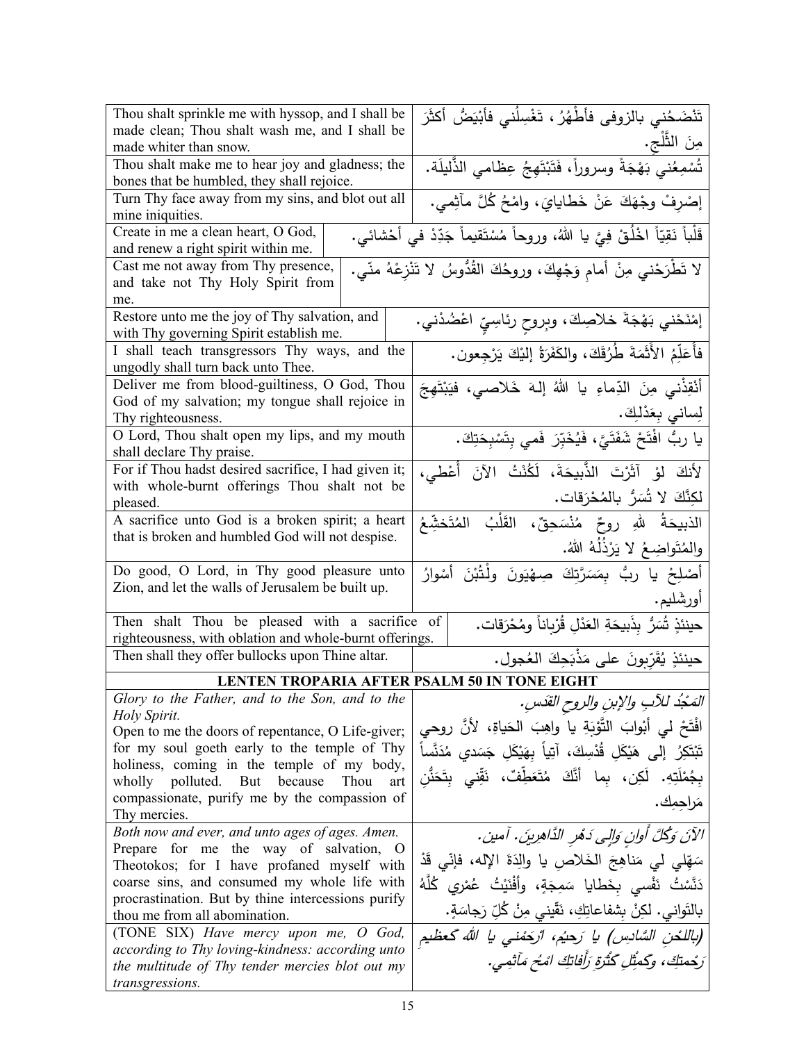| | |
|---|---|
| Thou shalt sprinkle me with hyssop, and I shall be made clean; Thou shalt wash me, and I shall be made whiter than snow. | تَنْضَحُني بالزوفى فأَطْهُرُ، تَغْسِلُني فأَبْيَضُّ أكثَرَ مِنَ الثَّلْج. |
| Thou shalt make me to hear joy and gladness; the bones that be humbled, they shall rejoice. | تُسْمِعُني بَهْجَةً وسروراً، فَتَبْتَهِجُ عِظامي الذَّليلَة. |
| Turn Thy face away from my sins, and blot out all mine iniquities. | إصْرِفْ وجْهَكَ عَنْ خَطايايَ، وامْحُ كُلَّ مآثِمِي. |
| Create in me a clean heart, O God, and renew a right spirit within me. | قَلْباً نَقِيّاً اخْلُقْ فِيَّ يا اللهُ، وروحاً مُسْتَقيماً جَدِّدْ في أحْشائي. |
| Cast me not away from Thy presence, and take not Thy Holy Spirit from me. | لا تَطْرَحْني مِنْ أمامِ وَجْهِكَ، وروحُكَ القُدُوسُ لا تَنْزِعْهُ منّي. |
| Restore unto me the joy of Thy salvation, and with Thy governing Spirit establish me. | إمْنَحْني بَهْجَةَ خلاصِكَ، وبِروحٍ رئاسِيٍّ اعْضُدْني. |
| I shall teach transgressors Thy ways, and the ungodly shall turn back unto Thee. | فأُعَلِّمُ الأَثَمَةَ طُرُقَكَ، والكَفَرَةُ إليْكَ يَرْجِعون. |
| Deliver me from blood-guiltiness, O God, Thou God of my salvation; my tongue shall rejoice in Thy righteousness. | أنْقِذْني مِنَ الدِّماءِ يا اللهُ إلهَ خَلاصي، فيَبْتَهِجَ لِساني بِعَدْلِكَ. |
| O Lord, Thou shalt open my lips, and my mouth shall declare Thy praise. | يا ربُّ افْتَحْ شَفَتَيَّ، فَيُخَبِّرَ فَمي بِتَسْبِحَتِكَ. |
| For if Thou hadst desired sacrifice, I had given it; with whole-burnt offerings Thou shalt not be pleased. | لأنكَ لوْ آثَرْتَ الذَّبيحَةَ، لَكُنْتُ الآنَ أُعْطي، لكِنَّكَ لا تُسَرُّ بالمُحْرَقات. |
| A sacrifice unto God is a broken spirit; a heart that is broken and humbled God will not despise. | الذبيحَةُ للهِ روحٌ مُنْسَحِقٌ، القَلْبُ المُتَخَشِّعُ والمُتَواضِعُ لا يَرْذُلُهُ اللهُ. |
| Do good, O Lord, in Thy good pleasure unto Zion, and let the walls of Jerusalem be built up. | أَصْلِحْ يا ربُّ بِمَسَرَّتِكَ صِهْيَونَ ولْتُبْنَ أسْوارُ أورشَليم. |
| Then shalt Thou be pleased with a sacrifice of righteousness, with oblation and whole-burnt offerings. | حينئذٍ تُسَرُّ بِذَبيحَةِ العَدْلِ قُرْباناً ومُحْرَقات. |
| Then shall they offer bullocks upon Thine altar. | حينئذٍ يُقَرِّبونَ على مَذْبَحِكَ العُجول. |
| **LENTEN TROPARIA AFTER PSALM 50 IN TONE EIGHT** | |
| *Glory to the Father, and to the Son, and to the Holy Spirit.* Open to me the doors of repentance, O Life-giver; for my soul goeth early to the temple of Thy holiness, coming in the temple of my body, wholly polluted. But because Thou art compassionate, purify me by the compassion of Thy mercies. | *المَجْدُ للآبِ والإبنِ والروحِ القدس.* افْتَحْ لي أبْوابَ التَّوْبَةِ يا واهِبَ الحَياةِ، لأنَّ روحي تَبْتَكِرُ إلى هَيْكَلِ قُدْسِكَ، آتِياً بِهَيْكَلِ جَسَدي مُدَنَّساً بِجُمْلَتِهِ. لَكِن، بِما أنَّكَ مُتَعَطِّفٌ، نَقِّني بِتَحَنُّنِ مَراحِمِك. |
| *Both now and ever, and unto ages of ages. Amen.* Prepare for me the way of salvation, O Theotokos; for I have profaned myself with coarse sins, and consumed my whole life with procrastination. But by thine intercessions purify thou me from all abomination. | *الآنَ وَكُلَّ أوانٍ وَإلى دَهْرِ الدَّاهِرينَ. آمين.* سَهِّلي لي مَناهِجَ الخَلاصِ يا والِدَةَ الإله، فإنّي قَدْ دَنَّسْتُ نَفْسي بِخَطايا سَمِجَةٍ، وأفْنَيْتُ عُمْري كُلَّهُ بالتَواني. لكِنْ بِشفاعاتِكِ، نَقِّيني مِنْ كُلِّ رَجاسَةٍ. |
| (TONE SIX) *Have mercy upon me, O God, according to Thy loving-kindness: according unto the multitude of Thy tender mercies blot out my transgressions.* | *(باللحْنِ السَّادِس) يا رَحيمُ، ارْحَمْني يا الله كعظيمِ رَحْمتِكَ، وكَمِثْلِ كَثْرةِ رَأْفاتِكَ امْحُ مَآثِمي.* |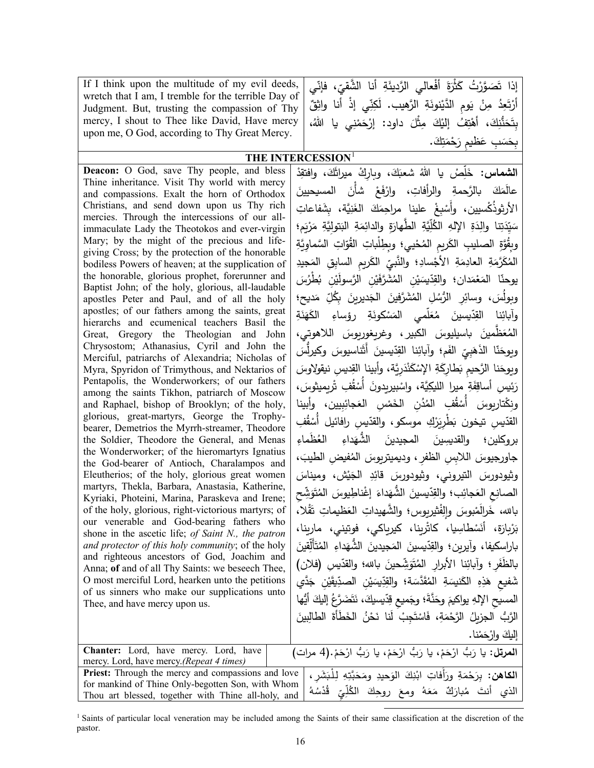| | |
|---|---|
| If I think upon the multitude of my evil deeds, wretch that I am, I tremble for the terrible Day of Judgment. But, trusting the compassion of Thy mercy, I shout to Thee like David, Have mercy upon me, O God, according to Thy Great Mercy. | إذا تَصَوَّرْتُ كَثْرَةَ أَفْعالي الرَّديئَةِ أنا الشَّقيّ، فإنّي أَرْتَعِدُ مِنْ يَومِ الدَّيْنونَةِ الرَّهيب. لَكِنّي إذْ أنا واثِقٌ بِتَحَنُّنِكَ، أَهْتِفُ إليْكَ مِثْلَ داود: إرْحَمْني يا اللهُ، بِحَسَبِ عَظيمِ رَحْمَتِكَ. |

## THE INTERCESSION[1]

| | |
|---|---|
| **Deacon:** O God, save Thy people, and bless Thine inheritance. Visit Thy world with mercy and compassions. Exalt the horn of Orthodox Christians, and send down upon us Thy rich mercies. Through the intercessions of our all-immaculate Lady the Theotokos and ever-virgin Mary; by the might of the precious and life-giving Cross; by the protection of the honorable bodiless Powers of heaven; at the supplication of the honorable, glorious prophet, forerunner and Baptist John; of the holy, glorious, all-laudable apostles Peter and Paul, and of all the holy apostles; of our fathers among the saints, great hierarchs and ecumenical teachers Basil the Great, Gregory the Theologian and John Chrysostom; Athanasius, Cyril and John the Merciful, patriarchs of Alexandria; Nicholas of Myra, Spyridon of Trimythous, and Nektarios of Pentapolis, the Wonderworkers; of our fathers among the saints Tikhon, patriarch of Moscow and Raphael, bishop of Brooklyn; of the holy, glorious, great-martyrs, George the Trophy-bearer, Demetrios the Myrrh-streamer, Theodore the Soldier, Theodore the General, and Menas the Wonderworker; of the hieromartyrs Ignatius the God-bearer of Antioch, Charalampos and Eleutherios; of the holy, glorious great women martyrs, Thekla, Barbara, Anastasia, Katherine, Kyriaki, Photeini, Marina, Paraskeva and Irene; of the holy, glorious, right-victorious martyrs; of our venerable and God-bearing fathers who shone in the ascetic life; *of Saint N., the patron and protector of this holy community*; of the holy and righteous ancestors of God, Joachim and Anna; **of** and of all Thy Saints: we beseech Thee, O most merciful Lord, hearken unto the petitions of us sinners who make our supplications unto Thee, and have mercy upon us. | **الشماس:** خَلِّصْ يا اللهُ شعبَكَ، وبارِكْ ميراثَكَ، وافتقِدْ عالَمَكَ بالرَّحمةِ والرأفاتِ، وارْفَعْ شأْنَ المسيحيينَ الأرثوذُكْسيين، وأَسْبِغْ علينا مراحِمَكَ الغَنِيَّة، بِشَفاعاتِ سَيّدَتِنا والِدَةِ الإلهِ الكُلِّيَّةِ الطَّهارَةِ والدائِمَةِ البَتوليَّةِ مَرْيَم؛ وبِقُوَّةِ الصليبِ الكَريمِ المُحْيي؛ وبِطِلْباتِ القُوّاتِ السَّماويَّةِ المُكَرَّمَةِ العادِمَةِ الأَجْسادِ؛ والنَّبيِّ الكَريمِ السابِقِ المَجيدِ يوحنّا المَعْمَدان؛ والقِدّيسَيْنِ المُشَرَّفَيْنِ الرَّسولَيْنِ بُطْرُسَ وبولُسَ، وسائِرِ الرُّسُلِ المُشَرَّفينَ الجَديرينَ بِكُلِّ مَديح؛ وآبائِنا القِدّيسينَ مُعَلِّمي المَسْكونَةِ رؤساءِ الكَهَنَةِ المُعَظَّمينَ باسيليوسَ الكبير، وغريغوريوسَ اللاهوتي، ويوحَنّا الذَهَبِيّ الفَم؛ وآبائِنا القِدّيسينَ أَثَناسيوسَ وكيرِلُّسَ ويوحَنا الرَّحيمِ بَطارِكَةِ الإسْكَنْدَرِيَّة، وأبينا القديسِ نيقولاوسَ رَئيسِ أساقِفَةِ ميرا الليكِيَّة، واسْبيريدونَ أُسْقُفِ تْريميثوسَ، ونِكْتاريوسَ أُسْقُفِ المُدُنِ الخَمْسِ العَجائِبِيين، وأبينا القدّيسِ تيخون بَطْرِيَرْكِ موسكو، والقدّيسِ رافائيل أُسْقُفِ بروكلين؛ والقديسينَ المجيدينَ الشُّهَداءِ العُظَماءِ جاورجيوسَ اللابِسِ الظفرِ، وديميتريوسَ المُفيضِ الطيبَ، وثيودورسَ التيروني، وثيودورسَ قائِدِ الجَيْش، وميناسَ الصانِعِ العَجائِب؛ والقِدّيسينَ الشُّهَداءَ إغْناطِيوسَ المُتَوَشِّحِ بالله، خَرالَمْبوسَ والِفْثيريوس؛ والشَّهيداتِ العَظيماتِ تَقْلا، بَرْبارَة، أَنَسْطاسِيا، كاثْرينا، كيرياكي، فوتيني، مارينا، باراسكيفا، وآيرين؛ والقِدّيسينَ المَجيدينَ الشُّهَداءِ المُتَأَلِّقينَ بالظَفَر؛ وآبائِنا الأبرارِ المُتَوَشِّحينَ بالله؛ والقدّيسِ (فلان) شَفيعِ هَذِهِ الكَنيسَةِ المُقَدَّسَة؛ والقِدّيسَيْنِ الصدّيقَيْنِ جَدَّي المسيحِ الإلهِ يواكيمَ وحَنَّةَ؛ وجَميعِ قِدّيسيكَ، نَتَضَرَّعُ إليكَ أيُّها الرَّبُّ الجزيلُ الرَّحْمَةِ، فَاسْتَجِبْ لَنا نَحْنُ الخَطَأَةَ الطالِبينَ إليكَ وارْحَمْنا. |
| **Chanter:** Lord, have mercy. Lord, have mercy. Lord, have mercy.*(Repeat 4 times)* | **المرتل:** يا رَبُّ ارْحَمْ، يا رَبُّ ارْحَمْ، يا رَبُّ ارْحَمْ.(4 مرات) |
| **Priest:** Through the mercy and compassions and love for mankind of Thine Only-begotten Son, with Whom Thou art blessed, together with Thine all-holy, and | **الكاهن:** بِرَحْمَةِ ورَأَفاتِ ابْنِكَ الوَحيدِ ومَحَبَّتِهِ لِلْبَشَرِ، الذي أنتَ مُبارَكٌ مَعَهُ ومعَ روحِكَ الكُلِّيِّ قُدْسُهُ |

[1] Saints of particular local veneration may be included among the Saints of their same classification at the discretion of the pastor.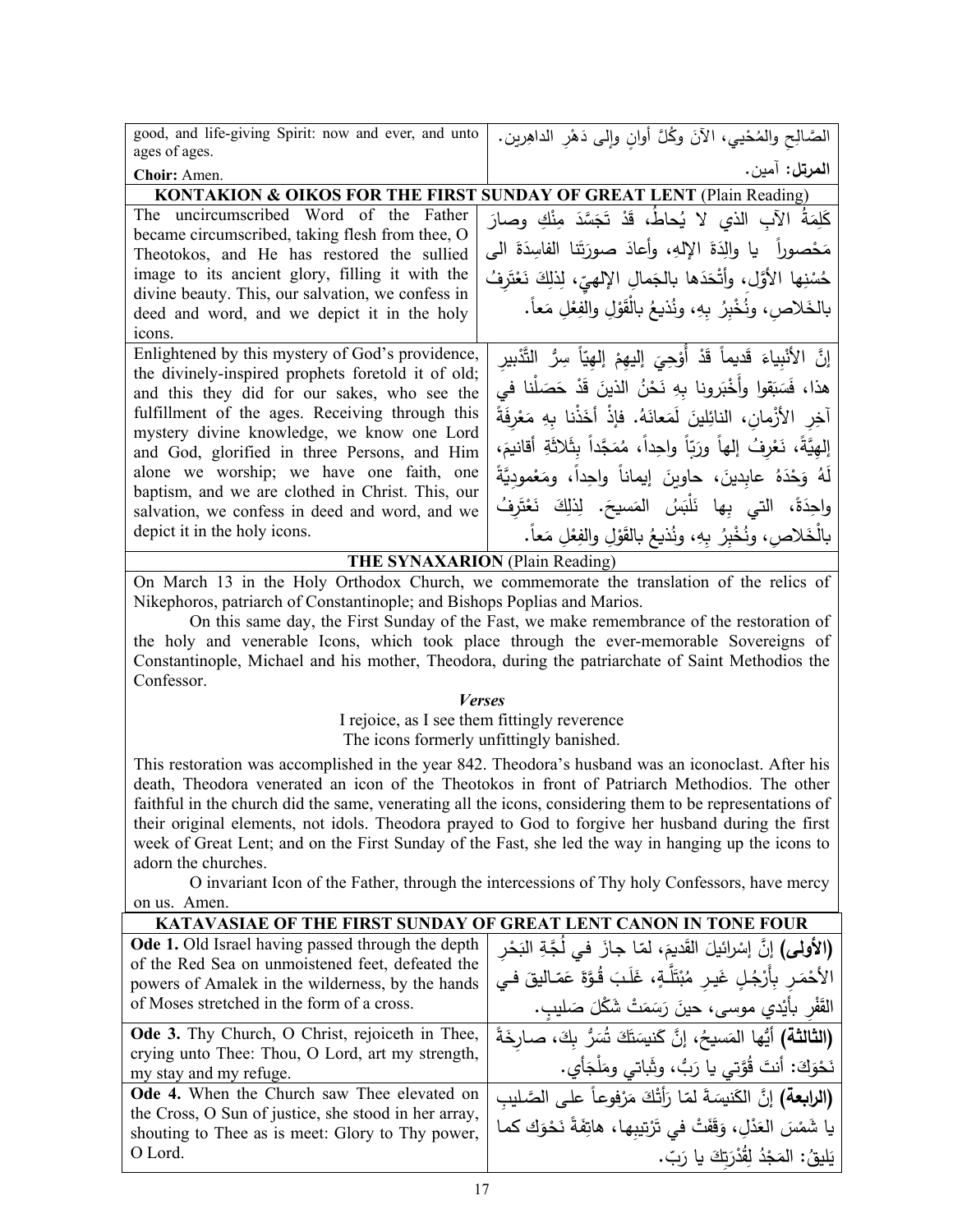| | |
|---|---|
| good, and life-giving Spirit: now and ever, and unto ages of ages. | الصَّالِحِ والمُحْيِي، الآنَ وكُلَّ أوانٍ وإلى دَهْرِ الداهِرين. |
| **Choir:** Amen. | **المرتل:** آمين. |

**KONTAKION & OIKOS FOR THE FIRST SUNDAY OF GREAT LENT** (Plain Reading)

| | |
|---|---|
| The uncircumscribed Word of the Father became circumscribed, taking flesh from thee, O Theotokos, and He has restored the sullied image to its ancient glory, filling it with the divine beauty. This, our salvation, we confess in deed and word, and we depict it in the holy icons. | كَلِمَةُ الآبِ الذي لا يُحاطُ، قَدْ تَجَسَّدَ مِنْكِ وصارَ مَحْصوراً يا والِدَةَ الإلهِ، وأعادَ صورَتَنا الفاسِدَةَ الى حُسْنِها الأوَّلِ، وأتْحَدَها بالجَمالِ الإلهيِّ، لِذلِكَ نَعْتَرِفُ بالخَلاصِ، ونُخْبِرُ بِهِ، ونُذيعُ بالْقَوْلِ والفِعْلِ مَعاً. |
| Enlightened by this mystery of God's providence, the divinely-inspired prophets foretold it of old; and this they did for our sakes, who see the fulfillment of the ages. Receiving through this mystery divine knowledge, we know one Lord and God, glorified in three Persons, and Him alone we worship; we have one faith, one baptism, and we are clothed in Christ. This, our salvation, we confess in deed and word, and we depict it in the holy icons. | إنَّ الأنْبِياءَ قَديماً قَدْ أُوْحِيَ إليهِمْ إلهيّاً سِرُّ التَّدْبيرِ هذا، فَسَبَقوا وأَخْبَرونا بِهِ نَحْنُ الذينَ قَدْ حَصَلْنا في آخِرِ الأزْمانِ، النائِلينَ لَمَعانَهُ. فإذْ أخَذْنا بِهِ مَعْرِفَةً إلهِيَّةً، نَعْرِفُ إلهاً ورَبّاً واحِداً، مُمَجَّداً بِثَلاثَةِ أقانيمَ، لَهُ وَحْدَهُ عابِدينَ، حاوينَ إيماناً واحِداً، ومَعْموديَّةً واحِدَةً، التي بِها نَلْبَسُ المَسيحَ. لِذلِكَ نَعْتَرِفُ بالْخَلاصِ، ونُخْبِرُ بِهِ، ونُذيعُ بالقَوْلِ والفِعْلِ مَعاً. |

**THE SYNAXARION** (Plain Reading)

On March 13 in the Holy Orthodox Church, we commemorate the translation of the relics of Nikephoros, patriarch of Constantinople; and Bishops Poplias and Marios.

On this same day, the First Sunday of the Fast, we make remembrance of the restoration of the holy and venerable Icons, which took place through the ever-memorable Sovereigns of Constantinople, Michael and his mother, Theodora, during the patriarchate of Saint Methodios the Confessor.

***Verses***

I rejoice, as I see them fittingly reverence
The icons formerly unfittingly banished.

This restoration was accomplished in the year 842. Theodora's husband was an iconoclast. After his death, Theodora venerated an icon of the Theotokos in front of Patriarch Methodios. The other faithful in the church did the same, venerating all the icons, considering them to be representations of their original elements, not idols. Theodora prayed to God to forgive her husband during the first week of Great Lent; and on the First Sunday of the Fast, she led the way in hanging up the icons to adorn the churches.

O invariant Icon of the Father, through the intercessions of Thy holy Confessors, have mercy on us. Amen.

**KATAVASIAE OF THE FIRST SUNDAY OF GREAT LENT CANON IN TONE FOUR**

| | |
|---|---|
| **Ode 1.** Old Israel having passed through the depth of the Red Sea on unmoistened feet, defeated the powers of Amalek in the wilderness, by the hands of Moses stretched in the form of a cross. | **(الأولى)** إنَّ إسْرائيلَ القَديمَ، لمّا جازَ في لُجَّةِ البَحْرِ الأحْمَرِ بأَرْجُلٍ غَيرِ مُبْتَلَّةٍ، غَلَبَ قُوَّةَ عَمّاليقَ في القَفْرِ بأيْدي موسى، حينَ رَسَمَتْ شَكْلَ صَليبٍ. |
| **Ode 3.** Thy Church, O Christ, rejoiceth in Thee, crying unto Thee: Thou, O Lord, art my strength, my stay and my refuge. | **(الثالثة)** أيُّها المَسيحُ، إنَّ كَنيسَتَكَ تُسَرُّ بِكَ، صارِخَةً نَحْوَكَ: أنتَ قُوَّتي يا رَبُّ، وثَباتي ومَلْجَأي. |
| **Ode 4.** When the Church saw Thee elevated on the Cross, O Sun of justice, she stood in her array, shouting to Thee as is meet: Glory to Thy power, O Lord. | **(الرابعة)** إنَّ الكَنيسَةَ لمّا رَأَتْكَ مَرْفوعاً على الصَّليبِ يا شَمْسَ العَدْلِ، وَقَفَتْ في تَرْتيبِها، هاتِفَةً نَحْوَكَ كما يَليقُ: المَجْدُ لِقُدْرَتِكَ يا رَبّ. |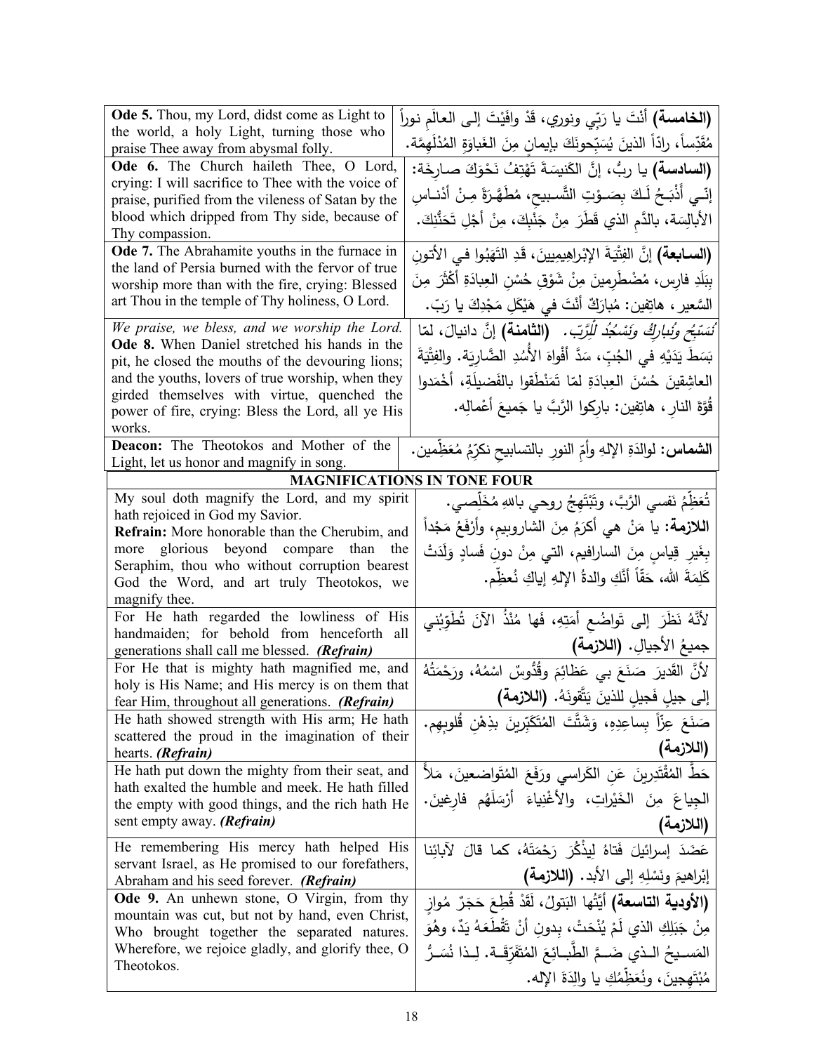| | |
|---|---|
| **Ode 5.** Thou, my Lord, didst come as Light to the world, a holy Light, turning those who praise Thee away from abysmal folly. | **(الخامسة)** أنْتَ يا رَبِّي ونوري، قَدْ وافَيْتَ إلى العالَمِ نوراً مُقَدِّساً، رادّاً الذينَ يُسَبِّحونَكَ بإيمانٍ مِنَ الغَباوَةِ المُدْلَهِمَّة. |
| **Ode 6.** The Church haileth Thee, O Lord, crying: I will sacrifice to Thee with the voice of praise, purified from the vileness of Satan by the blood which dripped from Thy side, because of Thy compassion. | **(السادسة)** يا ربُّ، إنَّ الكَنيسَةَ تَهْتِفُ نَحْوَكَ صارِخَةً: إنّي أَذْبَحُ لَكَ بِصَوْتِ التَّسبيحِ، مُطَهَّرَةً مِنْ أَدْناسِ الأبالِسَة، بالدَّمِ الذي قَطَرَ مِنْ جَنْبِكَ، مِنْ أجْلِ تَحَنُّنِكَ. |
| **Ode 7.** The Abrahamite youths in the furnace in the land of Persia burned with the fervor of true worship more than with the fire, crying: Blessed art Thou in the temple of Thy holiness, O Lord. | **(السابعة)** إنَّ الفِتْيَةَ الإبْراهِيميينَ، قَدِ التَهَبُوا في الأتونِ بِبَلَدِ فارِس، مُضْطَرِمينَ مِنْ شَوْقِ حُسْنِ العِبادَةِ أكْثَرَ مِنَ السَّعير، هاتِفين: مُبارَكٌ أنْتَ في هَيْكَلِ مَجْدِكَ يا رَبّ. |
| *We praise, we bless, and we worship the Lord.* **Ode 8.** When Daniel stretched his hands in the pit, he closed the mouths of the devouring lions; and the youths, lovers of true worship, when they girded themselves with virtue, quenched the power of fire, crying: Bless the Lord, all ye His works. | *نُسَبِّحُ ونُبارِكُ ونَسْجُدُ لِلْرَّبّ.* **(الثامنة)** إنَّ دانيالَ، لمّا بَسَطَ يَدَيْهِ في الجُبِّ، سَدَّ أفْواهَ الأُسُدِ الضّارِيَة. والفِتْيَةَ العاشِقينَ حُسْنَ العِبادَةِ لمّا تَمَنْطَقوا بالفَضيلَةِ، أخْمَدوا قُوَّةَ النارِ، هاتِفين: بارِكوا الرَّبَّ يا جَميعَ أعْمالِه. |
| **Deacon:** The Theotokos and Mother of the Light, let us honor and magnify in song. | **الشماس:** لوالدَةِ الإلهِ وأمِّ النورِ بالتسابيحِ نكرِّمُ مُعَظِّمين. |

**MAGNIFICATIONS IN TONE FOUR**

| | |
|---|---|
| My soul doth magnify the Lord, and my spirit hath rejoiced in God my Savior. **Refrain:** More honorable than the Cherubim, and more glorious beyond compare than the Seraphim, thou who without corruption bearest God the Word, and art truly Theotokos, we magnify thee. | تُعَظِّمُ نَفسي الرَّبَّ، وتَبْتَهِجُ روحي باللهِ مُخَلِّصي. **اللازمة:** يا مَنْ هي أكرَمُ مِنَ الشاروبيم، وأرْفَعُ مَجْداً بِغَيرِ قِياسٍ مِنَ السارافيم، التي مِنْ دونِ فَسادٍ وَلَدَتْ كَلِمَةَ الله، حَقّاً أنَّكِ والدةُ الإلهِ إياكِ نُعظِّم. |
| For He hath regarded the lowliness of His handmaiden; for behold from henceforth all generations shall call me blessed. ***(Refrain)*** | لأنَّهُ نَظَرَ إلى تَواضُعِ أَمَتِهِ، فَها مُنْذُ الآنَ تُطَوِّبُني جميعُ الأجيالِ. **(اللازمة)** |
| For He that is mighty hath magnified me, and holy is His Name; and His mercy is on them that fear Him, throughout all generations. ***(Refrain)*** | لأنَّ القَديرَ صَنَعَ بي عَظائِمَ وقُدُّوسٌ اسْمُهُ، ورَحْمَتُهُ إلى جيلٍ فَجيلٍ للذينَ يَتَّقونَهُ. **(اللازمة)** |
| He hath showed strength with His arm; He hath scattered the proud in the imagination of their hearts. ***(Refrain)*** | صَنَعَ عِزّاً بِساعِدِهِ، وَشَتَّتَ المُتَكَبِّرينَ بذِهْنِ قُلوبِهِم. **(اللازمة)** |
| He hath put down the mighty from their seat, and hath exalted the humble and meek. He hath filled the empty with good things, and the rich hath He sent empty away. ***(Refrain)*** | حَطَّ المُقْتَدِرينَ عَنِ الكَراسي ورَفَعَ المُتَواضِعينَ، مَلأَ الجِياعَ مِنَ الخَيْراتِ، والأغْنِياءَ أرْسَلَهُم فارِغينَ. **(اللازمة)** |
| He remembering His mercy hath helped His servant Israel, as He promised to our forefathers, Abraham and his seed forever. ***(Refrain)*** | عَضَدَ إسرائيلَ فَتاهُ لِيذْكُرَ رَحْمَتَهُ، كما قالَ لآبائِنا إبْراهِيمَ ونَسْلِهِ إلى الأبد. **(اللازمة)** |
| **Ode 9.** An unhewn stone, O Virgin, from thy mountain was cut, but not by hand, even Christ, Who brought together the separated natures. Wherefore, we rejoice gladly, and glorify thee, O Theotokos. | **(الأودية التاسعة)** أيَّتُها البَتولُ، لَقَدْ قُطِعَ حَجَرٌ مُوازٍ مِنْ جَبَلِكِ الذي لَمْ يُنْحَتْ، بِدونِ أنْ تَقْطَعَهُ يَدٌ، وهُوَ المَسيحُ الذي ضَمَّ الطَّبائِعَ المُتَفَرِّقَة. لِذا نُسَرُّ مُبْتَهِجينَ، ونُعَظِّمُكِ يا والِدَةَ الإله. |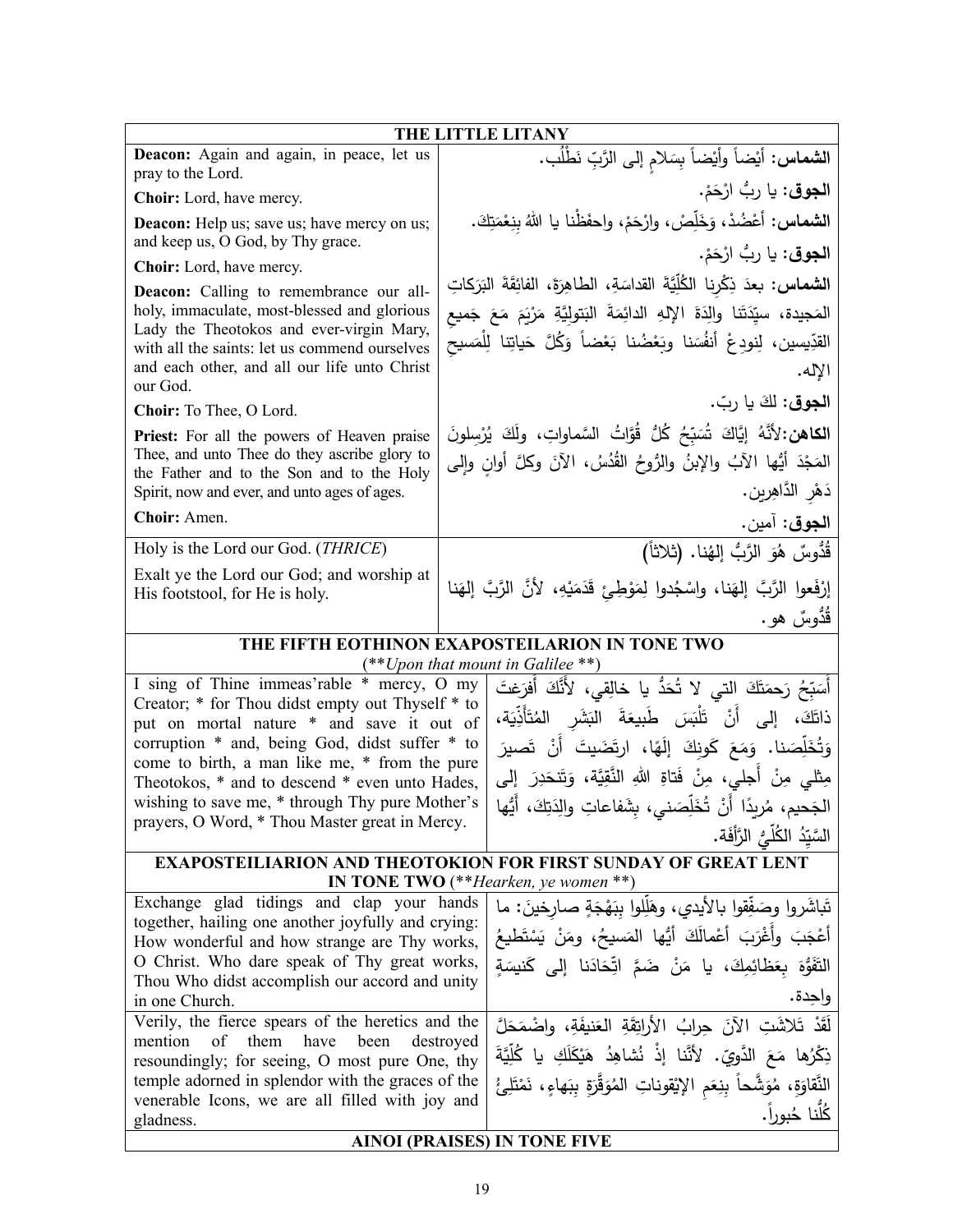| THE LITTLE LITANY | |
|---|---|
| **Deacon:** Again and again, in peace, let us pray to the Lord. | **الشماس:** أَيْضاً وأَيْضاً بِسَلامٍ إلى الرَّبِّ نَطْلُب. |
| **Choir:** Lord, have mercy. | **الجوق:** يا ربُّ ارْحَمْ. |
| **Deacon:** Help us; save us; have mercy on us; and keep us, O God, by Thy grace. | **الشماس:** أَعْضُدْ، وَخَلِّصْ، وارْحَمْ، واحفَظْنا يا اللهُ بِنِعْمَتِكَ. |
| **Choir:** Lord, have mercy. | **الجوق:** يا ربُّ ارْحَمْ. |
| **Deacon:** Calling to remembrance our all-holy, immaculate, most-blessed and glorious Lady the Theotokos and ever-virgin Mary, with all the saints: let us commend ourselves and each other, and all our life unto Christ our God. | **الشماس:** بعدَ ذِكْرِنا الكُلِّيَّةَ القداسَةِ، الطاهِرَةَ، الفائِقَةَ البَرَكاتِ المَجيدة، سيِّدَتَنا والِدَةَ الإلهِ الدائِمَةَ البَتوليَّةِ مَرْيَمَ مَعَ جَميعِ القدِّيسين، لِنودِعْ أنفُسَنا وبَعْضُنا بَعْضاً وَكُلَّ حَياتِنا لِلْمَسيحِ الإله. |
| **Choir:** To Thee, O Lord. | **الجوق:** لكَ يا ربّ. |
| **Priest:** For all the powers of Heaven praise Thee, and unto Thee do they ascribe glory to the Father and to the Son and to the Holy Spirit, now and ever, and unto ages of ages. | **الكاهن:**لأنَّهُ إيَّاكَ تُسَبِّحُ كُلُّ قُوَّاتُ السَّماواتِ، ولَكَ يُرْسِلونَ المَجْدَ أيُّها الآبُ والإبنُ والرُّوحُ القُدُسُ، الآنَ وكلَّ أوانٍ وإلى دَهْرِ الدَّاهِرين. |
| **Choir:** Amen. | **الجوق:** آمين. |
| Holy is the Lord our God. (*THRICE*) | قُدُّوسٌ هُوَ الرَّبُّ إلهُنا. (ثلاثاً) |
| Exalt ye the Lord our God; and worship at His footstool, for He is holy. | إرْفَعوا الرَّبَّ إلهَنا، واسْجُدوا لِمَوْطِئِ قَدَمَيْهِ، لأنَّ الرَّبَّ إلهَنا قُدُّوسٌ هو. |

| THE FIFTH EOTHINON EXAPOSTEILARION IN TONE TWO (\*\**Upon that mount in Galilee* \*\*) | |
|---|---|
| I sing of Thine immeas'rable * mercy, O my Creator; * for Thou didst empty out Thyself * to put on mortal nature * and save it out of corruption * and, being God, didst suffer * to come to birth, a man like me, * from the pure Theotokos, * and to descend * even unto Hades, wishing to save me, * through Thy pure Mother's prayers, O Word, * Thou Master great in Mercy. | أَسَبِّحُ رَحمَتَكَ التي لا تُحَدُّ يا خالِقي، لأَنَّكَ أَفرَغتَ ذاتَكَ، إلى أَنْ تَلْبَسَ طَبيعَةَ البَشَرِ المُتَأَذِّيَة، وَتُخَلِّصَنا. وَمَعَ كَونِكَ إلَهًا، ارتَضَيتَ أَنْ تَصيرَ مِثْلي مِنْ أَجلي، مِنْ فَتاةِ اللهِ النَّقِيَّة، وَتَنحَدِرَ إلى الجَحيم، مُريدًا أَنْ تُخَلِّصَني، بِشَفاعاتِ والِدَتِكَ، أَيُّها السَّيِّدُ الكُلِّيُّ الرَّأفَة. |

| EXAPOSTEILIARION AND THEOTOKION FOR FIRST SUNDAY OF GREAT LENT IN TONE TWO (\*\**Hearken, ye women* \*\*) | |
|---|---|
| Exchange glad tidings and clap your hands together, hailing one another joyfully and crying: How wonderful and how strange are Thy works, O Christ. Who dare speak of Thy great works, Thou Who didst accomplish our accord and unity in one Church. | تَباشَروا وصَفِّقوا بالأيدي، وهَلِّلوا بِبَهْجَةٍ صارخين: ما أعْجَبَ وأَغْرَبَ أعْمالَكَ أيُّها المَسيحُ، ومَنْ يَسْتَطيعُ التَفَوُّهَ بِعَظائِمِكَ، يا مَنْ ضَمَّ اتِّحَادَنا إلى كَنيسَةٍ واحِدة. |
| Verily, the fierce spears of the heretics and the mention of them have been destroyed resoundingly; for seeing, O most pure One, thy temple adorned in splendor with the graces of the venerable Icons, we are all filled with joy and gladness. | لَقَدْ تَلاشَتِ الآنَ حِرابُ الأراتِقَةِ العَنيفَةِ، واضْمَحَلَّ ذِكْرُها مَعَ الدَّويّ. لأنَّنا إذْ نُشاهِدُ هَيْكَلَكِ يا كُلِّيَّةَ النَّقاوةِ، مُوَشَّحاً بِنِعَمِ الإيْقوناتِ المُوَقَّرَةِ بِبَهاءٍ، نَمْتَلِئُ كُلُّنا حُبوراً. |

**AINOI (PRAISES) IN TONE FIVE**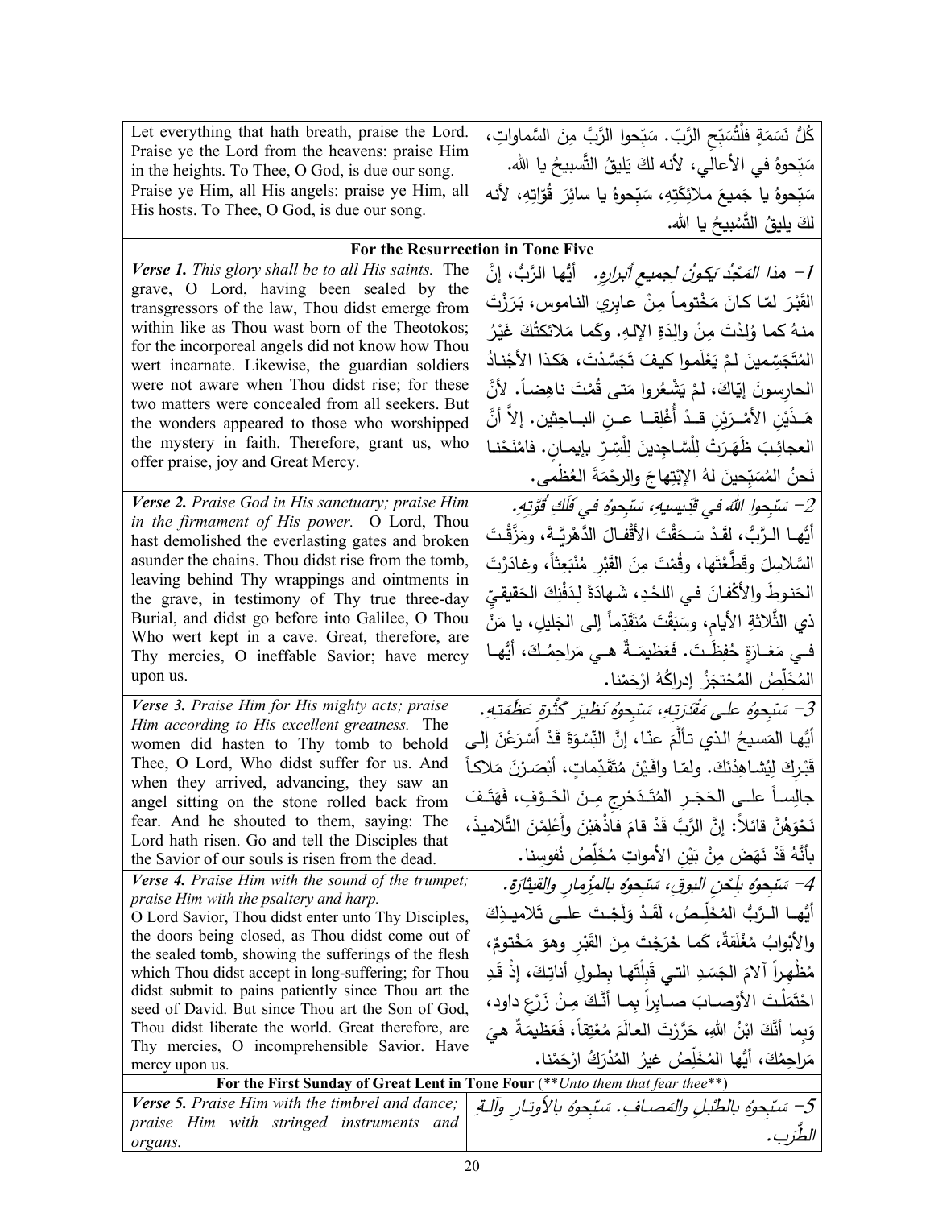| | |
|---|---|
| Let everything that hath breath, praise the Lord. Praise ye the Lord from the heavens: praise Him in the heights. To Thee, O God, is due our song. | كُلُّ نَسَمَةٍ فلْتُسَبِّحِ الرَّبّ. سَبِّحوا الرَّبَّ مِنَ السَّماواتِ، سَبِّحوهُ في الأعالي، لأنه لكَ يَليقُ التَّسبيحُ يا الله. |
| Praise ye Him, all His angels: praise ye Him, all His hosts. To Thee, O God, is due our song. | سَبِّحوهُ يا جَميعَ ملائِكَتِهِ، سَبِّحوهُ يا سائِرَ قُوّاتِهِ، لأنه لكَ يليقُ التَّسْبيحُ يا الله. |
| **For the Resurrection in Tone Five** | |
| ***Verse 1.*** *This glory shall be to all His saints.* The grave, O Lord, having been sealed by the transgressors of the law, Thou didst emerge from within like as Thou wast born of the Theotokos; for the incorporeal angels did not know how Thou wert incarnate. Likewise, the guardian soldiers were not aware when Thou didst rise; for these two matters were concealed from all seekers. But the wonders appeared to those who worshipped the mystery in faith. Therefore, grant us, who offer praise, joy and Great Mercy. | *1- هذا المَجْدُ يَكونُ لجميعِ أبرارِهِ.* أيُّها الرَّبُّ، إنَّ القَبْرَ لمّا كانَ مَخْتوماً مِنْ عابِري الناموس، بَرَزْتَ منهُ كما وُلِدْتَ مِنْ والِدَةِ الإلهِ. وكَما مَلائكَتُكَ غَيْرُ المُتَجَسِّمينَ لمْ يَعْلَموا كيفَ تَجَسَّدْتَ، هَكذا الأجْنادُ الحارِسونَ إيّاكَ، لمْ يَشْعُروا مَتى قُمْتَ ناهِضاً. لأنَّ هَـذَيْنِ الأمْـرَيْنِ قـدْ أُغْلِقـا عـنِ البـاحِثين. إلاّ أنَّ العجائِبَ ظَهَرَتْ لِلْسَّاجِدينَ لِلْسِّرِّ بإيمـانٍ. فامْنَحْنا نَحنُ المُسَبِّحينَ لهُ الإبْتِهاجَ والرحْمَةَ العُظْمى. |
| ***Verse 2.*** *Praise God in His sanctuary; praise Him in the firmament of His power.* O Lord, Thou hast demolished the everlasting gates and broken asunder the chains. Thou didst rise from the tomb, leaving behind Thy wrappings and ointments in the grave, in testimony of Thy true three-day Burial, and didst go before into Galilee, O Thou Who wert kept in a cave. Great, therefore, are Thy mercies, O ineffable Savior; have mercy upon us. | *2- سَبِّحوا اللهَ في قِدِّيسيهِ، سَبِّحوهُ في فَلَكِ قُوَّتِهِ.* أيُّهـا الـرَّبُّ، لَقَـدْ سَـحَقْتَ الأقْفـالَ الدَّهْرِيَّـةَ، ومَزَّقْـتَ السَّلاسِلَ وقَطَّعْتَها، وقُمْتَ مِنَ القَبْرِ مُنْبَعِثاً، وغادَرْتَ الحَنوطَ والأكْفانَ في اللحْدِ، شَهادَةً لِدَفْنِكَ الحَقيقيِّ ذي الثَّلاثةِ الأيامِ، وسَبَقْتَ مُتَقَدِّماً إلى الجَليلِ، يا مَنْ فـي مَغـارَةٍ حُفِظَـتَ. فَعَظيمَـةٌ هـي مَراحِمُـكَ، أيُّهـا المُخَلِّصُ المُحْتَجَزُ إدراكُهُ ارْحَمْنا. |
| ***Verse 3.*** *Praise Him for His mighty acts; praise Him according to His excellent greatness.* The women did hasten to Thy tomb to behold Thee, O Lord, Who didst suffer for us. And when they arrived, advancing, they saw an angel sitting on the stone rolled back from fear. And he shouted to them, saying: The Lord hath risen. Go and tell the Disciples that the Savior of our souls is risen from the dead. | *3- سَبِّحوهُ علـى مَقْدِرَتِـهِ، سَبِّحوهُ نَظيرَ كَثْرةِ عَظَمَتِهِ.* أيُّها المَسيحُ الذي تـألَّمَ عنّا، إنَّ النِّسْوَةَ قَدْ أَسْرَعْنَ إلى قَبْرِكَ لِيُشاهِدْنَكَ. ولمّا وافَيْنَ مُتَقَدِّماتٍ، أبْصَـرْنَ مَلاكاً جالِسـاً علـى الحَجَـرِ المُتَـدَحْرِجِ مِـنَ الخَـوْفِ، فَهَتَـفَ نَحْوَهُنَّ قائلاً: إنَّ الرَّبَّ قَدْ قامَ فاذْهَبْنَ وأَعْلِمْنَ التَّلاميذَ، بأنَّهُ قَدْ نَهَضَ مِنْ بَيْنِ الأمواتِ مُخَلِّصُ نُفوسِنا. |
| ***Verse 4.*** *Praise Him with the sound of the trumpet; praise Him with the psaltery and harp.* O Lord Savior, Thou didst enter unto Thy Disciples, the doors being closed, as Thou didst come out of the sealed tomb, showing the sufferings of the flesh which Thou didst accept in long-suffering; for Thou didst submit to pains patiently since Thou art the seed of David. But since Thou art the Son of God, Thou didst liberate the world. Great therefore, are Thy mercies, O incomprehensible Savior. Have mercy upon us. | *4- سَبِّحوهُ بِلَحْنِ البوقِ، سَبِّحوهُ بالمِزْمارِ والقيثارَةِ.* أيُّهـا الـرَّبُّ المُخَلِّـصُ، لَقَـدْ وَلَجْـتَ علـى تَلاميـذِكَ والأبوابُ مُغْلَقَةٌ، كَما خَرَجْتَ مِنَ القَبْرِ وهوَ مَخْتومٌ، مُظْهِراً آلامَ الجَسَدِ التـي قَبِلْتَها بِطـولِ أناتِكَ، إذْ قَدِ احْتَمَلْتَ الأوْصـابَ صـابِراً بِمـا أنَّـكَ مِـنْ زَرْعِ داود، وَبِما أنَّكَ ابْنُ اللهِ، حَرَّرْتَ العالَمَ مُعْتِقاً، فَعَظيمَةٌ هيَ مَراحِمُكَ، أيُّها المُخَلِّصُ غيرُ المُدْرَكُ ارْحَمْنا. |
| **For the First Sunday of Great Lent in Tone Four** (***Unto them that fear thee***) | |
| ***Verse 5.*** *Praise Him with the timbrel and dance; praise Him with stringed instruments and organs.* | *5- سَبِّحوهُ بالطُّبْلِ والمَصـافِ. سَبِّحوهُ بالأوتـارِ وآلـةِ الطَّرَبِ.* |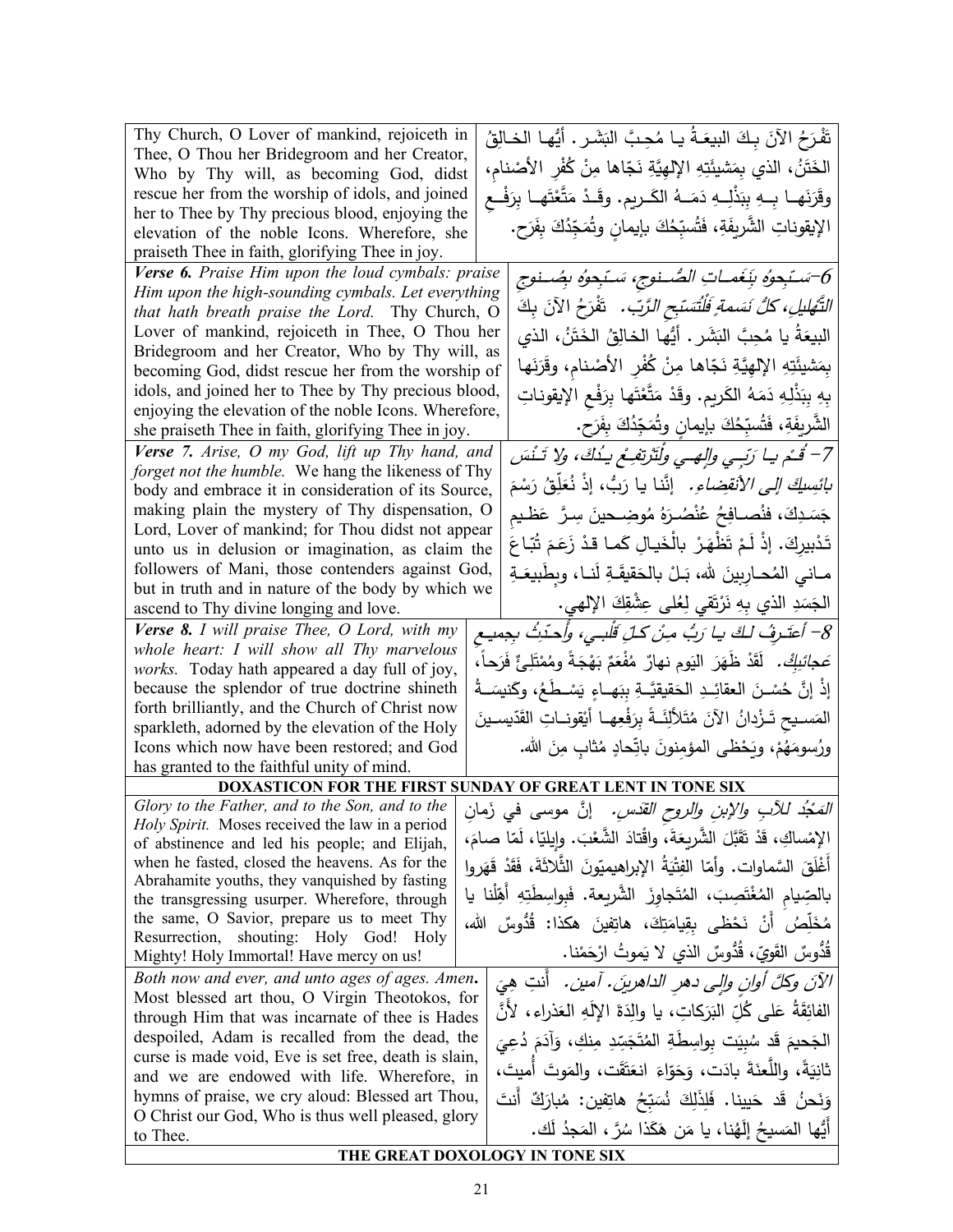| | |
|---|---|
| Thy Church, O Lover of mankind, rejoiceth in Thee, O Thou her Bridegroom and her Creator, Who by Thy will, as becoming God, didst rescue her from the worship of idols, and joined her to Thee by Thy precious blood, enjoying the elevation of the noble Icons. Wherefore, she praiseth Thee in faith, glorifying Thee in joy. | تَفْرَحُ الآنَ بِكَ البيعَةُ يا مُحِبَّ البَشَرِ. أيُّها الخالِقُ الخَتَنُ، الذي بِمَشيئَتِهِ الإلهيَّةِ نَجّاها مِنْ كُفْرِ الأصْنامِ، وقَرَنَها بِهِ بِبَذْلِهِ دَمَهُ الكَريم. وقَدْ مَتَّعْتَها بِرَفْعِ الإيقوناتِ الشَّريفَةِ، فَتُسبِّحُكَ بإيمانٍ وتُمَجِّدُكَ بِفَرَح. |
| ***Verse 6.*** *Praise Him upon the loud cymbals: praise Him upon the high-sounding cymbals. Let everything that hath breath praise the Lord.* Thy Church, O Lover of mankind, rejoiceth in Thee, O Thou her Bridegroom and her Creator, Who by Thy will, as becoming God, didst rescue her from the worship of idols, and joined her to Thee by Thy precious blood, enjoying the elevation of the noble Icons. Wherefore, she praiseth Thee in faith, glorifying Thee in joy. | *6–سَبِّحوهُ بِنَغَماتِ الصُّنوجِ، سَبِّحوهُ بِصُنوجِ التَّهليلِ، كلُّ نَسَمةٍ فَلْتُسَبِّحِ الرَّبّ.* تَفْرَحُ الآنَ بِكَ البيعَةُ يا مُحِبَّ البَشَرِ. أيُّها الخالِقُ الخَتَنُ، الذي بِمَشيئَتِهِ الإلهيَّةِ نَجّاها مِنْ كُفْرِ الأصْنامِ، وقَرَنَها بِهِ بِبَذْلِهِ دَمَهُ الكَريم. وقَدْ مَتَّعْتَها بِرَفْعِ الإيقوناتِ الشَّريفَةِ، فَتُسبِّحُكَ بإيمانٍ وتُمَجِّدُكَ بِفَرَح. |
| ***Verse 7.*** *Arise, O my God, lift up Thy hand, and forget not the humble.* We hang the likeness of Thy body and embrace it in consideration of its Source, making plain the mystery of Thy dispensation, O Lord, Lover of mankind; for Thou didst not appear unto us in delusion or imagination, as claim the followers of Mani, those contenders against God, but in truth and in nature of the body by which we ascend to Thy divine longing and love. | *7– قُمْ يا رَبّي وإلهي ولْتَرْتَفِعْ يَدُكَ، ولا تَنْسَ بائِسيكَ إلى الانْقِضاء.* إنَّنا يا رَبُّ، إذْ نُعَلِّقُ رَسْمَ جَسَدِكَ، فنُصافِحُ عُنْصُرَهُ مُوضِحينَ سِرَّ عَظيمِ تَدْبيرِكَ. إذْ لَمْ تَظْهَرْ بالْخَيالِ كَما قدْ زَعَمَ تُبّاعُ ماني المُحارِبينَ لله، بَلْ بالحَقيقَةِ لَنا، وبِطَبيعَةِ الجَسَدِ الذي بِهِ نَرْتَقي لِعُلى عِشْقِكَ الإلهي. |
| ***Verse 8.*** *I will praise Thee, O Lord, with my whole heart: I will show all Thy marvelous works.* Today hath appeared a day full of joy, because the splendor of true doctrine shineth forth brilliantly, and the Church of Christ now sparkleth, adorned by the elevation of the Holy Icons which now have been restored; and God has granted to the faithful unity of mind. | *8– أعتَرِفُ لكَ يا رَبُّ مِنْ كلِّ قَلْبي، وأُحدِّثُ بجميعِ عَجائِبِكَ.* لَقَدْ ظَهَرَ اليَوم نهارٌ مُفْعَمٌ بَهْجَةً ومُمْتَلِئٌ فَرَحاً، إذْ إنَّ حُسْنَ العقائِدِ الحَقيقيَّةِ بِبَهاءٍ يَسْطَعُ، وكنيسَةُ المَسيحِ تَـزْدانُ الآنَ مُتَلألِئَةً بِرَفْعِها أيْقوناتِ القدّيسينَ ورُسومَهُمْ، ويَحْظى المؤمِنونَ باتِّحادٍ مُثابٍ مِنَ الله. |

**DOXASTICON FOR THE FIRST SUNDAY OF GREAT LENT IN TONE SIX**

| | |
|---|---|
| *Glory to the Father, and to the Son, and to the Holy Spirit.* Moses received the law in a period of abstinence and led his people; and Elijah, when he fasted, closed the heavens. As for the Abrahamite youths, they vanquished by fasting the transgressing usurper. Wherefore, through the same, O Savior, prepare us to meet Thy Resurrection, shouting: Holy God! Holy Mighty! Holy Immortal! Have mercy on us! | *المَجْدُ للآبِ والإبنِ والروحِ القدَسِ.* إنَّ موسى في زَمانِ الإمْساكِ، قَدْ تَقَبَّلَ الشَّريعَةَ، واقْتادَ الشَّعْبَ. وإيليّا، لَمّا صامَ، أَغْلَقَ السَّماوات. وأمّا الفِتْيَةُ الإبراهيمِيّونَ الثَّلاثَةَ، فَقَدْ قَهَروا بالصِّيامِ المُغْتَصِبَ، المُتَجاوِزَ الشَّريعة. فَبِواسِطَتِهِ أَهِّلْنا يا مُخَلِّصُ أَنْ نَحْظى بِقِيامَتِكَ، هاتِفينَ هكذا: قُدُّوسٌ الله، قُدُّوسٌ القَوِيّ، قُدُّوسٌ الذي لا يَموتُ ارْحَمْنا. |
| *Both now and ever, and unto ages of ages. Amen.* Most blessed art thou, O Virgin Theotokos, for through Him that was incarnate of thee is Hades despoiled, Adam is recalled from the dead, the curse is made void, Eve is set free, death is slain, and we are endowed with life. Wherefore, in hymns of praise, we cry aloud: Blessed art Thou, O Christ our God, Who is thus well pleased, glory to Thee. | *الآنَ وكلَّ أوانٍ وإلى دهرِ الداهرينَ. آمين.* أنتِ هِيَ الفائِقَةُ عَلى كُلِّ البَرَكاتِ، يا والِدَةَ الإلَهِ العَذراء، لأَنَّ الجَحيمَ قَد سُبِيَت بواسِطَةِ المُتَجَسِّدِ مِنكِ، وَآدَمَ دُعِيَ ثانِيَةً، واللَّعنَةَ بادَت، وَحَوّاءَ انعَتَقَت، والمَوتَ أُميتَ، وَنَحنُ قَد حَيينا. فَلِذَلِكَ نُسَبِّحُ هاتِفين: مُبارَكٌ أَنتَ أَيُّها المَسيحُ إلَهُنا، يا مَن هَكَذا سُرَّ، المَجدُ لَك. |

**THE GREAT DOXOLOGY IN TONE SIX**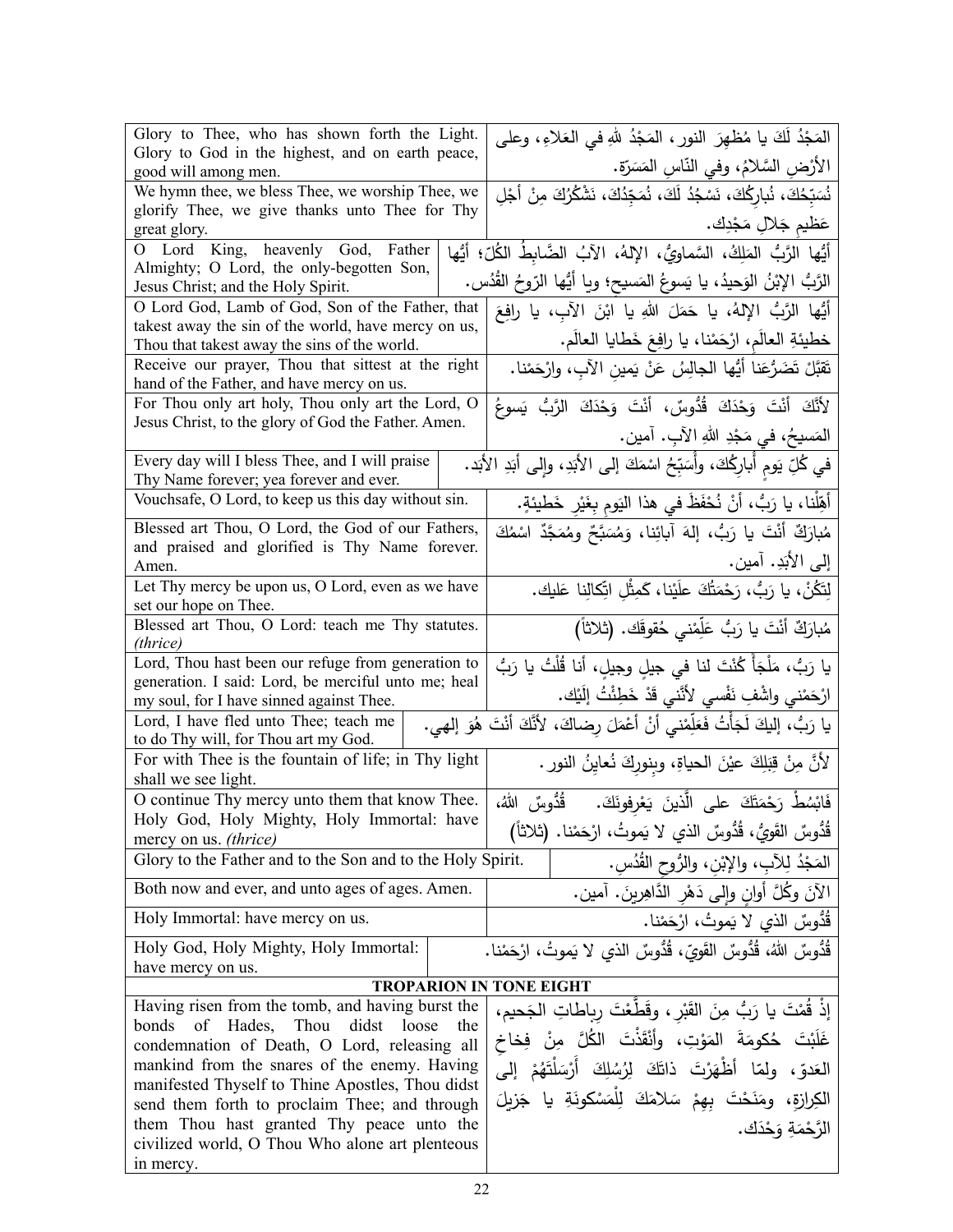| | |
|---|---|
| Glory to Thee, who has shown forth the Light. Glory to God in the highest, and on earth peace, good will among men. | المَجْدُ لَكَ يا مُظهِرَ النور، المَجْدُ للهِ في العَلاءِ، وعلى الأرْضِ السَّلامُ، وفي النّاسِ المَسَرّة. |
| We hymn thee, we bless Thee, we worship Thee, we glorify Thee, we give thanks unto Thee for Thy great glory. | نُسَبِّحُكَ، نُبارِكُكَ، نَسْجُدُ لَكَ، نُمَجِّدُكَ، نَشْكُرُكَ مِنْ أجْلِ عَظيمِ جَلالِ مَجْدِك. |
| O Lord King, heavenly God, Father Almighty; O Lord, the only-begotten Son, Jesus Christ; and the Holy Spirit. | أيُّها الرَّبُّ المَلِكُ، السَّماوِيُّ، الإلهُ، الآبُ الضَّابِطُ الكُلّ؛ أيُّها الرَّبُّ الإبْنُ الوَحيدُ، يا يَسوعُ المَسيح؛ ويا أيُّها الرّوحُ القُدُس. |
| O Lord God, Lamb of God, Son of the Father, that takest away the sin of the world, have mercy on us, Thou that takest away the sins of the world. | أيُّها الرَّبُّ الإلهُ، يا حَمَلَ اللهِ يا ابْنَ الآبِ، يا رافِعَ خطيئةِ العالَم، ارْحَمْنا، يا رافِعَ خَطايا العالَم. |
| Receive our prayer, Thou that sittest at the right hand of the Father, and have mercy on us. | تَقَبَّلْ تَضَرُّعَنا أيُّها الجالِسُ عَنْ يَمينِ الآبِ، وارْحَمْنا. |
| For Thou only art holy, Thou only art the Lord, O Jesus Christ, to the glory of God the Father. Amen. | لأنَّكَ أنْتَ وَحْدَكَ قُدُّوسٌ، أنْتَ وَحْدَكَ الرَّبُّ يَسوعُ المَسيحُ، في مَجْدِ اللهِ الآبِ. آمين. |
| Every day will I bless Thee, and I will praise Thy Name forever; yea forever and ever. | في كُلِّ يَومٍ أُبارِكُكَ، وأُسَبِّحُ اسْمَكَ إلى الأبَدِ، وإلى أبَدِ الأبَد. |
| Vouchsafe, O Lord, to keep us this day without sin. | أَهِّلْنا، يا رَبُّ، أنْ نُحْفَظَ في هذا اليَومِ بِغَيْرِ خَطيئةٍ. |
| Blessed art Thou, O Lord, the God of our Fathers, and praised and glorified is Thy Name forever. Amen. | مُبارَكٌ أنْتَ يا رَبُّ، إلهَ آبائِنا، وَمُسَبَّحٌ ومُمَجَّدٌ اسْمُكَ إلى الأبَدِ. آمين. |
| Let Thy mercy be upon us, O Lord, even as we have set our hope on Thee. | لِتَكُنْ، يا رَبُّ، رَحْمَتُكَ علَيْنا، كَمِثْلِ اتِّكالِنا عَليك. |
| Blessed art Thou, O Lord: teach me Thy statutes. *(thrice)* | مُبارَكٌ أنْتَ يا رَبُّ عَلِّمْني حُقوقَك. (ثلاثاً) |
| Lord, Thou hast been our refuge from generation to generation. I said: Lord, be merciful unto me; heal my soul, for I have sinned against Thee. | يا رَبُّ، مَلْجَأً كُنْتَ لنا في جيلٍ وجيلٍ، أنا قُلْتُ يا رَبُّ ارْحَمْني واشْفِ نَفْسي لأنَّني قَدْ خَطِئْتُ إلَيْك. |
| Lord, I have fled unto Thee; teach me to do Thy will, for Thou art my God. | يا رَبُّ، إليكَ لَجَأْتُ فَعَلِّمْني أنْ أعْمَلَ رِضاكَ، لأنَّكَ أنْتَ هُوَ إلهي. |
| For with Thee is the fountain of life; in Thy light shall we see light. | لأنَّ مِنْ قِبَلِكَ عيْنَ الحياةِ، وبِنورِكَ نُعايِنُ النور. |
| O continue Thy mercy unto them that know Thee. Holy God, Holy Mighty, Holy Immortal: have mercy on us. *(thrice)* | فَابْسُطْ رَحْمَتَكَ على الَّذينَ يَعْرِفونَكَ. قُدُّوسٌ اللهُ، قُدُّوسٌ القَويُّ، قُدُّوسٌ الذي لا يَموتُ، ارْحَمْنا. (ثلاثاً) |
| Glory to the Father and to the Son and to the Holy Spirit. | المَجْدُ لِلآبِ، والإبْنِ، والرُّوحِ القُدُس. |
| Both now and ever, and unto ages of ages. Amen. | الآنَ وكُلَّ أوانٍ وإلى دَهْرِ الدَّاهِرينَ. آمين. |
| Holy Immortal: have mercy on us. | قُدُّوسٌ الذي لا يَموتُ، ارْحَمْنا. |
| Holy God, Holy Mighty, Holy Immortal: have mercy on us. | قُدُّوسٌ اللهُ، قُدُّوسٌ القَويّ، قُدُّوسٌ الذي لا يَموتُ، ارْحَمْنا. |
| **TROPARION IN TONE EIGHT** | |
| Having risen from the tomb, and having burst the bonds of Hades, Thou didst loose the condemnation of Death, O Lord, releasing all mankind from the snares of the enemy. Having manifested Thyself to Thine Apostles, Thou didst send them forth to proclaim Thee; and through them Thou hast granted Thy peace unto the civilized world, O Thou Who alone art plenteous in mercy. | إذْ قُمْتَ يا رَبُّ مِنَ القَبْرِ، وقَطَّعْتَ رِباطاتِ الجَحيم، غَلَبْتَ حُكومَةَ المَوْتِ، وأنْقَذْتَ الكُلَّ مِنْ فِخاخِ العَدوّ، ولمّا أظْهَرْتَ ذاتَكَ لِرُسُلِكَ أرْسَلْتَهُمْ إلى الكِرازةِ، ومَنَحْتَ بِهِمْ سَلامَكَ لِلْمَسْكونَةِ يا جَزيلَ الرَّحْمَةِ وَحْدَك. |